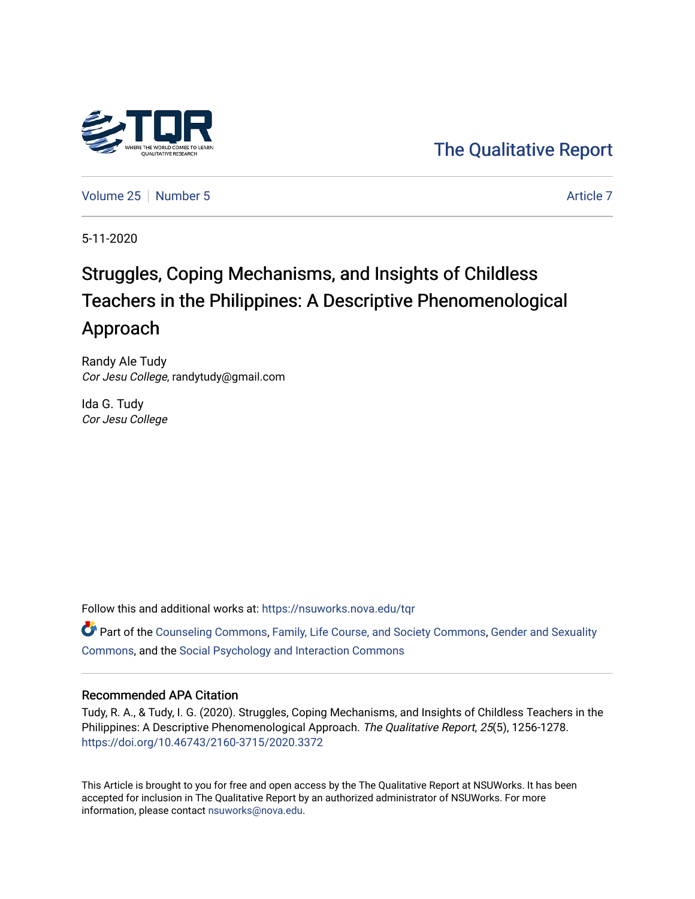The Qualitative Report

Volume 25 | Number 5 Article 7

5-11-2020

# Struggles, Coping Mechanisms, and Insights of Childless Teachers in the Philippines: A Descriptive Phenomenological Approach

Randy Ale Tudy
*Cor Jesu College*, randytudy@gmail.com

Ida G. Tudy
*Cor Jesu College*

Follow this and additional works at: https://nsuworks.nova.edu/tqr

Part of the Counseling Commons, Family, Life Course, and Society Commons, Gender and Sexuality Commons, and the Social Psychology and Interaction Commons

## Recommended APA Citation

Tudy, R. A., & Tudy, I. G. (2020). Struggles, Coping Mechanisms, and Insights of Childless Teachers in the Philippines: A Descriptive Phenomenological Approach. *The Qualitative Report*, *25*(5), 1256-1278. https://doi.org/10.46743/2160-3715/2020.3372

This Article is brought to you for free and open access by the The Qualitative Report at NSUWorks. It has been accepted for inclusion in The Qualitative Report by an authorized administrator of NSUWorks. For more information, please contact nsuworks@nova.edu.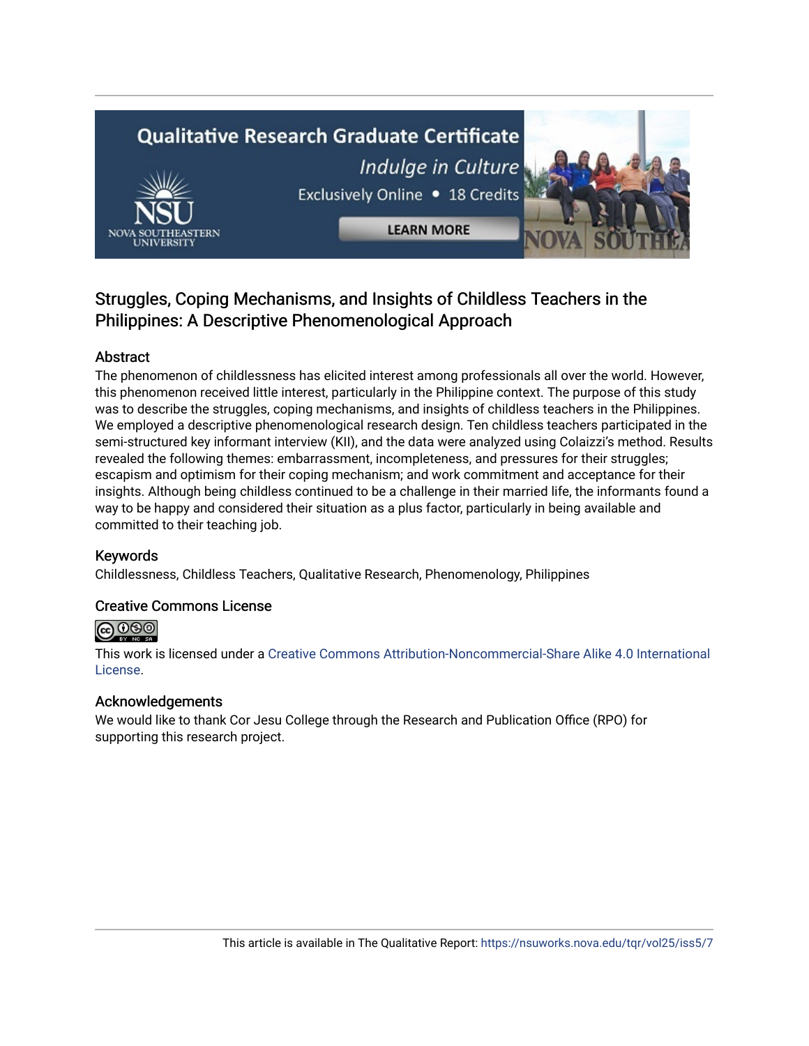# Struggles, Coping Mechanisms, and Insights of Childless Teachers in the Philippines: A Descriptive Phenomenological Approach

## Abstract

The phenomenon of childlessness has elicited interest among professionals all over the world. However, this phenomenon received little interest, particularly in the Philippine context. The purpose of this study was to describe the struggles, coping mechanisms, and insights of childless teachers in the Philippines. We employed a descriptive phenomenological research design. Ten childless teachers participated in the semi-structured key informant interview (KII), and the data were analyzed using Colaizzi's method. Results revealed the following themes: embarrassment, incompleteness, and pressures for their struggles; escapism and optimism for their coping mechanism; and work commitment and acceptance for their insights. Although being childless continued to be a challenge in their married life, the informants found a way to be happy and considered their situation as a plus factor, particularly in being available and committed to their teaching job.

## Keywords

Childlessness, Childless Teachers, Qualitative Research, Phenomenology, Philippines

## Creative Commons License

This work is licensed under a Creative Commons Attribution-Noncommercial-Share Alike 4.0 International License.

## Acknowledgements

We would like to thank Cor Jesu College through the Research and Publication Office (RPO) for supporting this research project.

This article is available in The Qualitative Report: https://nsuworks.nova.edu/tqr/vol25/iss5/7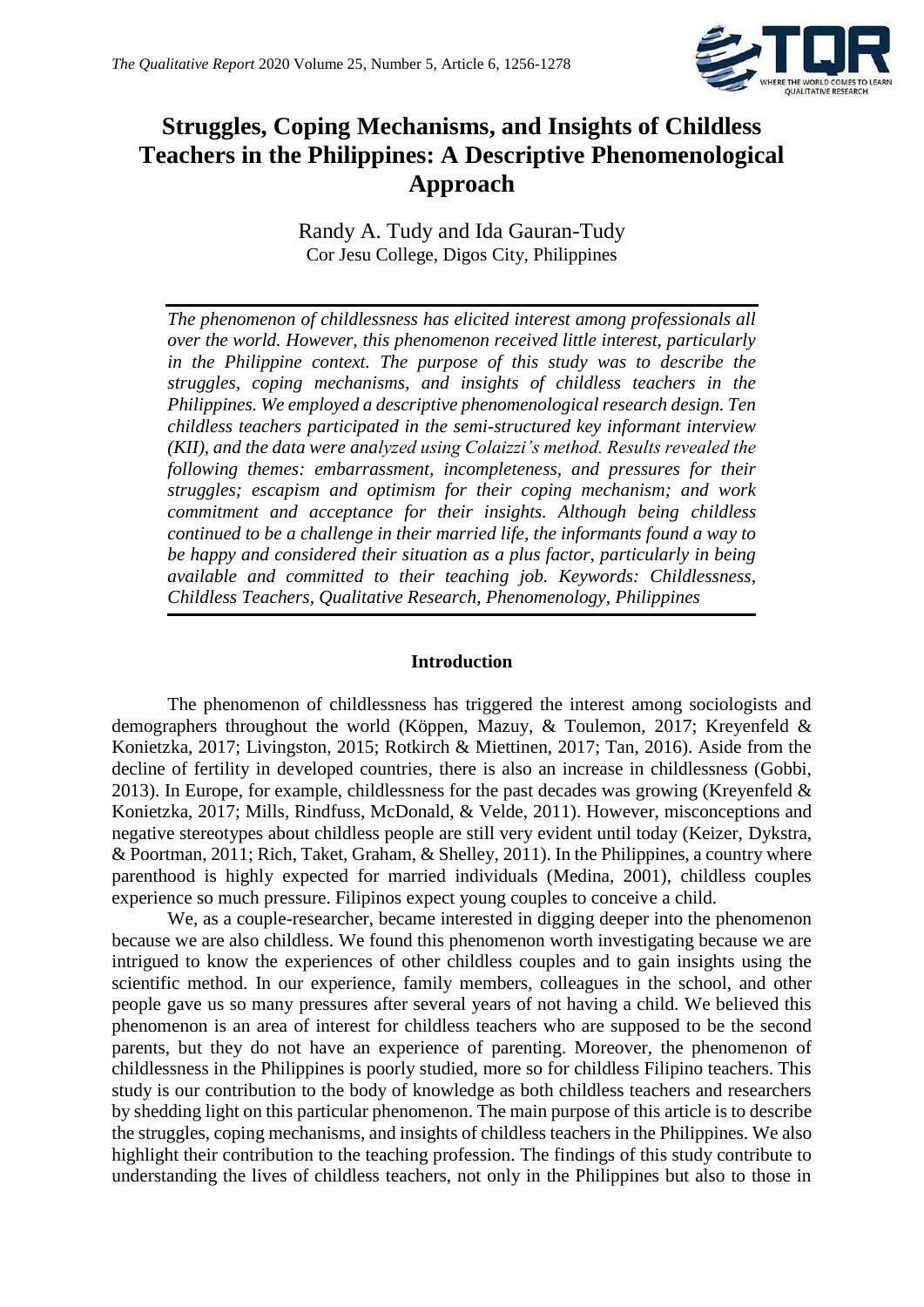# Struggles, Coping Mechanisms, and Insights of Childless Teachers in the Philippines: A Descriptive Phenomenological Approach

Randy A. Tudy and Ida Gauran-Tudy
Cor Jesu College, Digos City, Philippines

*The phenomenon of childlessness has elicited interest among professionals all over the world. However, this phenomenon received little interest, particularly in the Philippine context. The purpose of this study was to describe the struggles, coping mechanisms, and insights of childless teachers in the Philippines. We employed a descriptive phenomenological research design. Ten childless teachers participated in the semi-structured key informant interview (KII), and the data were analyzed using Colaizzi's method. Results revealed the following themes: embarrassment, incompleteness, and pressures for their struggles; escapism and optimism for their coping mechanism; and work commitment and acceptance for their insights. Although being childless continued to be a challenge in their married life, the informants found a way to be happy and considered their situation as a plus factor, particularly in being available and committed to their teaching job. Keywords: Childlessness, Childless Teachers, Qualitative Research, Phenomenology, Philippines*

## Introduction

The phenomenon of childlessness has triggered the interest among sociologists and demographers throughout the world (Köppen, Mazuy, & Toulemon, 2017; Kreyenfeld & Konietzka, 2017; Livingston, 2015; Rotkirch & Miettinen, 2017; Tan, 2016). Aside from the decline of fertility in developed countries, there is also an increase in childlessness (Gobbi, 2013). In Europe, for example, childlessness for the past decades was growing (Kreyenfeld & Konietzka, 2017; Mills, Rindfuss, McDonald, & Velde, 2011). However, misconceptions and negative stereotypes about childless people are still very evident until today (Keizer, Dykstra, & Poortman, 2011; Rich, Taket, Graham, & Shelley, 2011). In the Philippines, a country where parenthood is highly expected for married individuals (Medina, 2001), childless couples experience so much pressure. Filipinos expect young couples to conceive a child.

We, as a couple-researcher, became interested in digging deeper into the phenomenon because we are also childless. We found this phenomenon worth investigating because we are intrigued to know the experiences of other childless couples and to gain insights using the scientific method. In our experience, family members, colleagues in the school, and other people gave us so many pressures after several years of not having a child. We believed this phenomenon is an area of interest for childless teachers who are supposed to be the second parents, but they do not have an experience of parenting. Moreover, the phenomenon of childlessness in the Philippines is poorly studied, more so for childless Filipino teachers. This study is our contribution to the body of knowledge as both childless teachers and researchers by shedding light on this particular phenomenon. The main purpose of this article is to describe the struggles, coping mechanisms, and insights of childless teachers in the Philippines. We also highlight their contribution to the teaching profession. The findings of this study contribute to understanding the lives of childless teachers, not only in the Philippines but also to those in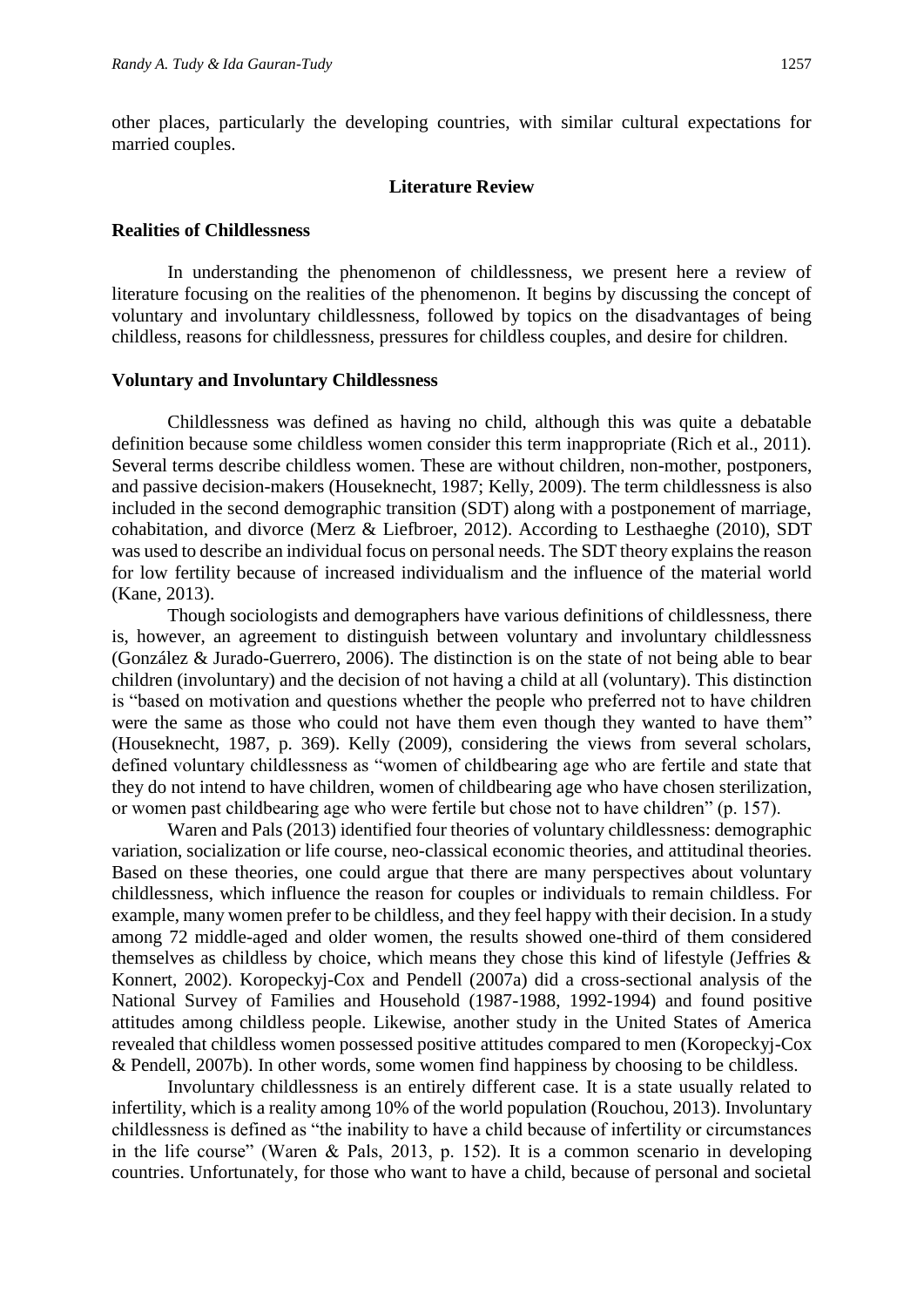other places, particularly the developing countries, with similar cultural expectations for married couples.

## Literature Review

### Realities of Childlessness

In understanding the phenomenon of childlessness, we present here a review of literature focusing on the realities of the phenomenon. It begins by discussing the concept of voluntary and involuntary childlessness, followed by topics on the disadvantages of being childless, reasons for childlessness, pressures for childless couples, and desire for children.

### Voluntary and Involuntary Childlessness

Childlessness was defined as having no child, although this was quite a debatable definition because some childless women consider this term inappropriate (Rich et al., 2011). Several terms describe childless women. These are without children, non-mother, postponers, and passive decision-makers (Houseknecht, 1987; Kelly, 2009). The term childlessness is also included in the second demographic transition (SDT) along with a postponement of marriage, cohabitation, and divorce (Merz & Liefbroer, 2012). According to Lesthaeghe (2010), SDT was used to describe an individual focus on personal needs. The SDT theory explains the reason for low fertility because of increased individualism and the influence of the material world (Kane, 2013).

Though sociologists and demographers have various definitions of childlessness, there is, however, an agreement to distinguish between voluntary and involuntary childlessness (González & Jurado-Guerrero, 2006). The distinction is on the state of not being able to bear children (involuntary) and the decision of not having a child at all (voluntary). This distinction is "based on motivation and questions whether the people who preferred not to have children were the same as those who could not have them even though they wanted to have them" (Houseknecht, 1987, p. 369). Kelly (2009), considering the views from several scholars, defined voluntary childlessness as "women of childbearing age who are fertile and state that they do not intend to have children, women of childbearing age who have chosen sterilization, or women past childbearing age who were fertile but chose not to have children" (p. 157).

Waren and Pals (2013) identified four theories of voluntary childlessness: demographic variation, socialization or life course, neo-classical economic theories, and attitudinal theories. Based on these theories, one could argue that there are many perspectives about voluntary childlessness, which influence the reason for couples or individuals to remain childless. For example, many women prefer to be childless, and they feel happy with their decision. In a study among 72 middle-aged and older women, the results showed one-third of them considered themselves as childless by choice, which means they chose this kind of lifestyle (Jeffries & Konnert, 2002). Koropeckyj-Cox and Pendell (2007a) did a cross-sectional analysis of the National Survey of Families and Household (1987-1988, 1992-1994) and found positive attitudes among childless people. Likewise, another study in the United States of America revealed that childless women possessed positive attitudes compared to men (Koropeckyj-Cox & Pendell, 2007b). In other words, some women find happiness by choosing to be childless.

Involuntary childlessness is an entirely different case. It is a state usually related to infertility, which is a reality among 10% of the world population (Rouchou, 2013). Involuntary childlessness is defined as "the inability to have a child because of infertility or circumstances in the life course" (Waren & Pals, 2013, p. 152). It is a common scenario in developing countries. Unfortunately, for those who want to have a child, because of personal and societal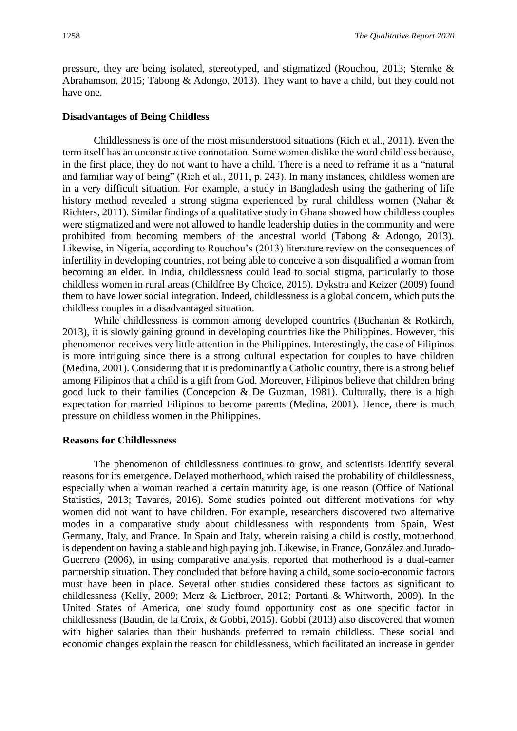pressure, they are being isolated, stereotyped, and stigmatized (Rouchou, 2013; Sternke & Abrahamson, 2015; Tabong & Adongo, 2013). They want to have a child, but they could not have one.

### Disadvantages of Being Childless

Childlessness is one of the most misunderstood situations (Rich et al., 2011). Even the term itself has an unconstructive connotation. Some women dislike the word childless because, in the first place, they do not want to have a child. There is a need to reframe it as a "natural and familiar way of being" (Rich et al., 2011, p. 243). In many instances, childless women are in a very difficult situation. For example, a study in Bangladesh using the gathering of life history method revealed a strong stigma experienced by rural childless women (Nahar & Richters, 2011). Similar findings of a qualitative study in Ghana showed how childless couples were stigmatized and were not allowed to handle leadership duties in the community and were prohibited from becoming members of the ancestral world (Tabong & Adongo, 2013). Likewise, in Nigeria, according to Rouchou's (2013) literature review on the consequences of infertility in developing countries, not being able to conceive a son disqualified a woman from becoming an elder. In India, childlessness could lead to social stigma, particularly to those childless women in rural areas (Childfree By Choice, 2015). Dykstra and Keizer (2009) found them to have lower social integration. Indeed, childlessness is a global concern, which puts the childless couples in a disadvantaged situation.

While childlessness is common among developed countries (Buchanan & Rotkirch, 2013), it is slowly gaining ground in developing countries like the Philippines. However, this phenomenon receives very little attention in the Philippines. Interestingly, the case of Filipinos is more intriguing since there is a strong cultural expectation for couples to have children (Medina, 2001). Considering that it is predominantly a Catholic country, there is a strong belief among Filipinos that a child is a gift from God. Moreover, Filipinos believe that children bring good luck to their families (Concepcion & De Guzman, 1981). Culturally, there is a high expectation for married Filipinos to become parents (Medina, 2001). Hence, there is much pressure on childless women in the Philippines.

### Reasons for Childlessness

The phenomenon of childlessness continues to grow, and scientists identify several reasons for its emergence. Delayed motherhood, which raised the probability of childlessness, especially when a woman reached a certain maturity age, is one reason (Office of National Statistics, 2013; Tavares, 2016). Some studies pointed out different motivations for why women did not want to have children. For example, researchers discovered two alternative modes in a comparative study about childlessness with respondents from Spain, West Germany, Italy, and France. In Spain and Italy, wherein raising a child is costly, motherhood is dependent on having a stable and high paying job. Likewise, in France, González and Jurado-Guerrero (2006), in using comparative analysis, reported that motherhood is a dual-earner partnership situation. They concluded that before having a child, some socio-economic factors must have been in place. Several other studies considered these factors as significant to childlessness (Kelly, 2009; Merz & Liefbroer, 2012; Portanti & Whitworth, 2009). In the United States of America, one study found opportunity cost as one specific factor in childlessness (Baudin, de la Croix, & Gobbi, 2015). Gobbi (2013) also discovered that women with higher salaries than their husbands preferred to remain childless. These social and economic changes explain the reason for childlessness, which facilitated an increase in gender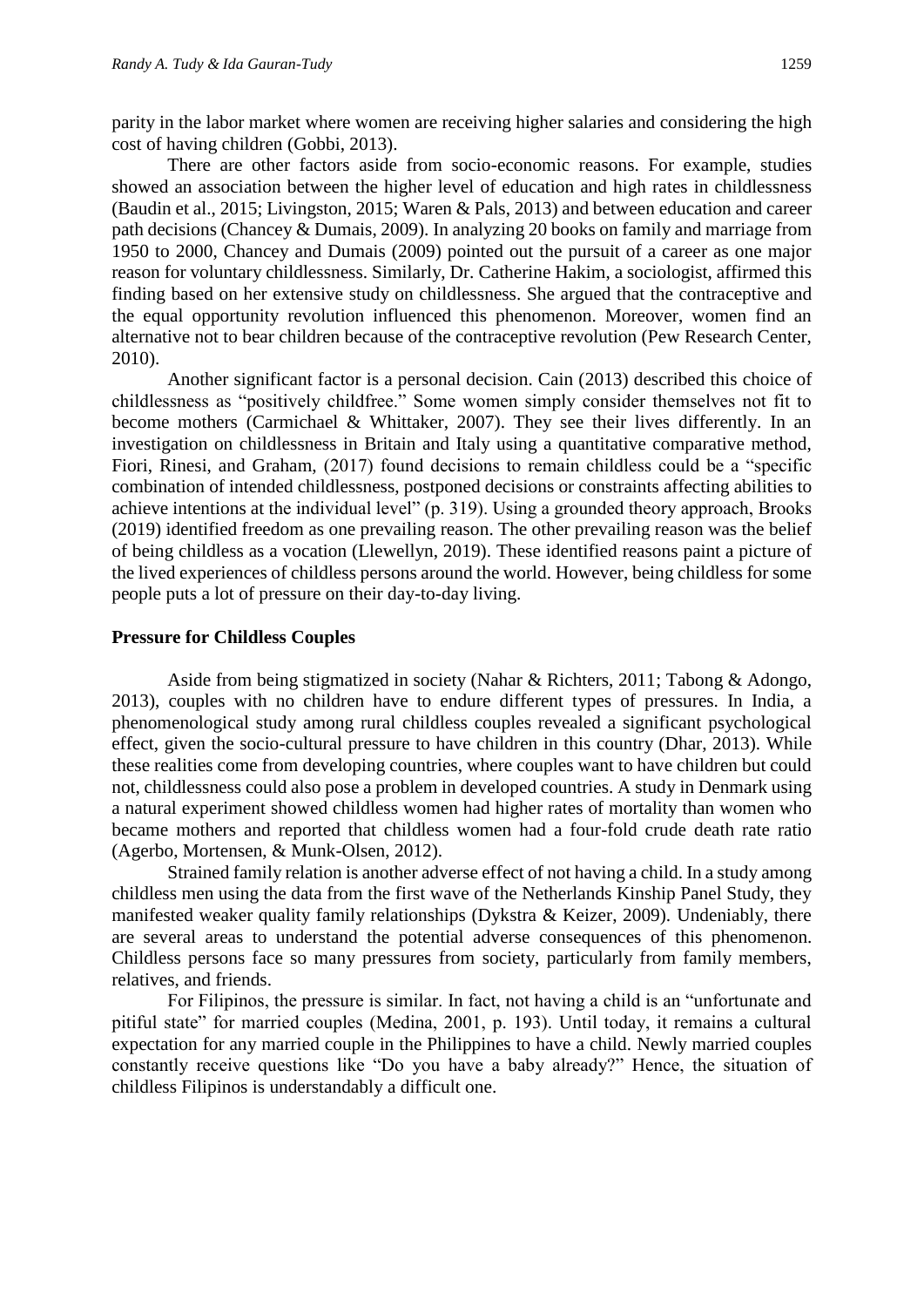parity in the labor market where women are receiving higher salaries and considering the high cost of having children (Gobbi, 2013).

There are other factors aside from socio-economic reasons. For example, studies showed an association between the higher level of education and high rates in childlessness (Baudin et al., 2015; Livingston, 2015; Waren & Pals, 2013) and between education and career path decisions (Chancey & Dumais, 2009). In analyzing 20 books on family and marriage from 1950 to 2000, Chancey and Dumais (2009) pointed out the pursuit of a career as one major reason for voluntary childlessness. Similarly, Dr. Catherine Hakim, a sociologist, affirmed this finding based on her extensive study on childlessness. She argued that the contraceptive and the equal opportunity revolution influenced this phenomenon. Moreover, women find an alternative not to bear children because of the contraceptive revolution (Pew Research Center, 2010).

Another significant factor is a personal decision. Cain (2013) described this choice of childlessness as "positively childfree." Some women simply consider themselves not fit to become mothers (Carmichael & Whittaker, 2007). They see their lives differently. In an investigation on childlessness in Britain and Italy using a quantitative comparative method, Fiori, Rinesi, and Graham, (2017) found decisions to remain childless could be a "specific combination of intended childlessness, postponed decisions or constraints affecting abilities to achieve intentions at the individual level" (p. 319). Using a grounded theory approach, Brooks (2019) identified freedom as one prevailing reason. The other prevailing reason was the belief of being childless as a vocation (Llewellyn, 2019). These identified reasons paint a picture of the lived experiences of childless persons around the world. However, being childless for some people puts a lot of pressure on their day-to-day living.

### Pressure for Childless Couples

Aside from being stigmatized in society (Nahar & Richters, 2011; Tabong & Adongo, 2013), couples with no children have to endure different types of pressures. In India, a phenomenological study among rural childless couples revealed a significant psychological effect, given the socio-cultural pressure to have children in this country (Dhar, 2013). While these realities come from developing countries, where couples want to have children but could not, childlessness could also pose a problem in developed countries. A study in Denmark using a natural experiment showed childless women had higher rates of mortality than women who became mothers and reported that childless women had a four-fold crude death rate ratio (Agerbo, Mortensen, & Munk-Olsen, 2012).

Strained family relation is another adverse effect of not having a child. In a study among childless men using the data from the first wave of the Netherlands Kinship Panel Study, they manifested weaker quality family relationships (Dykstra & Keizer, 2009). Undeniably, there are several areas to understand the potential adverse consequences of this phenomenon. Childless persons face so many pressures from society, particularly from family members, relatives, and friends.

For Filipinos, the pressure is similar. In fact, not having a child is an "unfortunate and pitiful state" for married couples (Medina, 2001, p. 193). Until today, it remains a cultural expectation for any married couple in the Philippines to have a child. Newly married couples constantly receive questions like "Do you have a baby already?" Hence, the situation of childless Filipinos is understandably a difficult one.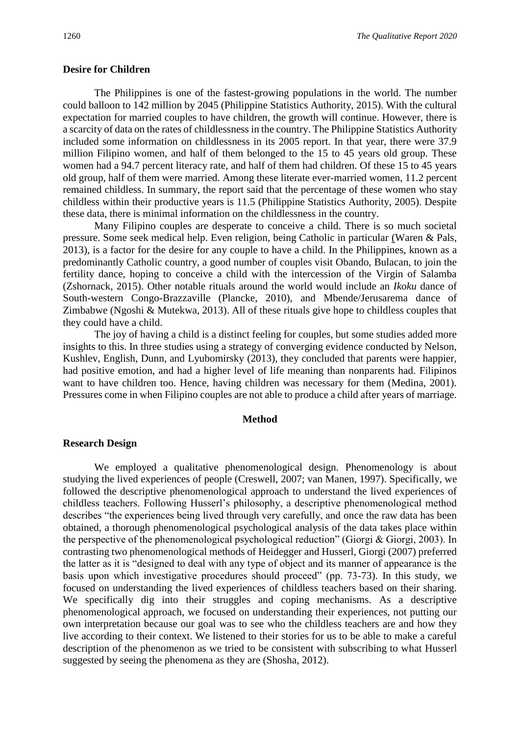### Desire for Children

The Philippines is one of the fastest-growing populations in the world. The number could balloon to 142 million by 2045 (Philippine Statistics Authority, 2015). With the cultural expectation for married couples to have children, the growth will continue. However, there is a scarcity of data on the rates of childlessness in the country. The Philippine Statistics Authority included some information on childlessness in its 2005 report. In that year, there were 37.9 million Filipino women, and half of them belonged to the 15 to 45 years old group. These women had a 94.7 percent literacy rate, and half of them had children. Of these 15 to 45 years old group, half of them were married. Among these literate ever-married women, 11.2 percent remained childless. In summary, the report said that the percentage of these women who stay childless within their productive years is 11.5 (Philippine Statistics Authority, 2005). Despite these data, there is minimal information on the childlessness in the country.

Many Filipino couples are desperate to conceive a child. There is so much societal pressure. Some seek medical help. Even religion, being Catholic in particular (Waren & Pals, 2013), is a factor for the desire for any couple to have a child. In the Philippines, known as a predominantly Catholic country, a good number of couples visit Obando, Bulacan, to join the fertility dance, hoping to conceive a child with the intercession of the Virgin of Salamba (Zshornack, 2015). Other notable rituals around the world would include an *Ikoku* dance of South-western Congo-Brazzaville (Plancke, 2010), and Mbende/Jerusarema dance of Zimbabwe (Ngoshi & Mutekwa, 2013). All of these rituals give hope to childless couples that they could have a child.

The joy of having a child is a distinct feeling for couples, but some studies added more insights to this. In three studies using a strategy of converging evidence conducted by Nelson, Kushlev, English, Dunn, and Lyubomirsky (2013), they concluded that parents were happier, had positive emotion, and had a higher level of life meaning than nonparents had. Filipinos want to have children too. Hence, having children was necessary for them (Medina, 2001). Pressures come in when Filipino couples are not able to produce a child after years of marriage.

## Method

### Research Design

We employed a qualitative phenomenological design. Phenomenology is about studying the lived experiences of people (Creswell, 2007; van Manen, 1997). Specifically, we followed the descriptive phenomenological approach to understand the lived experiences of childless teachers. Following Husserl's philosophy, a descriptive phenomenological method describes "the experiences being lived through very carefully, and once the raw data has been obtained, a thorough phenomenological psychological analysis of the data takes place within the perspective of the phenomenological psychological reduction" (Giorgi & Giorgi, 2003). In contrasting two phenomenological methods of Heidegger and Husserl, Giorgi (2007) preferred the latter as it is "designed to deal with any type of object and its manner of appearance is the basis upon which investigative procedures should proceed" (pp. 73-73). In this study, we focused on understanding the lived experiences of childless teachers based on their sharing. We specifically dig into their struggles and coping mechanisms. As a descriptive phenomenological approach, we focused on understanding their experiences, not putting our own interpretation because our goal was to see who the childless teachers are and how they live according to their context. We listened to their stories for us to be able to make a careful description of the phenomenon as we tried to be consistent with subscribing to what Husserl suggested by seeing the phenomena as they are (Shosha, 2012).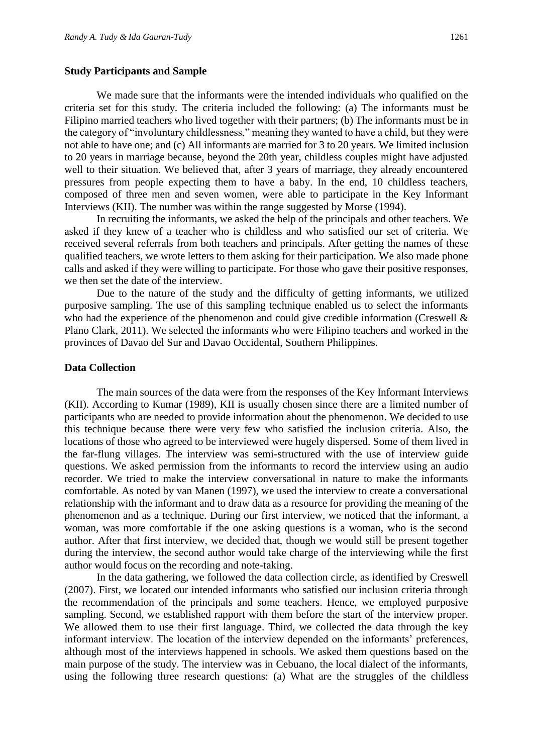### Study Participants and Sample

We made sure that the informants were the intended individuals who qualified on the criteria set for this study. The criteria included the following: (a) The informants must be Filipino married teachers who lived together with their partners; (b) The informants must be in the category of "involuntary childlessness," meaning they wanted to have a child, but they were not able to have one; and (c) All informants are married for 3 to 20 years. We limited inclusion to 20 years in marriage because, beyond the 20th year, childless couples might have adjusted well to their situation. We believed that, after 3 years of marriage, they already encountered pressures from people expecting them to have a baby. In the end, 10 childless teachers, composed of three men and seven women, were able to participate in the Key Informant Interviews (KII). The number was within the range suggested by Morse (1994).

In recruiting the informants, we asked the help of the principals and other teachers. We asked if they knew of a teacher who is childless and who satisfied our set of criteria. We received several referrals from both teachers and principals. After getting the names of these qualified teachers, we wrote letters to them asking for their participation. We also made phone calls and asked if they were willing to participate. For those who gave their positive responses, we then set the date of the interview.

Due to the nature of the study and the difficulty of getting informants, we utilized purposive sampling. The use of this sampling technique enabled us to select the informants who had the experience of the phenomenon and could give credible information (Creswell & Plano Clark, 2011). We selected the informants who were Filipino teachers and worked in the provinces of Davao del Sur and Davao Occidental, Southern Philippines.

### Data Collection

The main sources of the data were from the responses of the Key Informant Interviews (KII). According to Kumar (1989), KII is usually chosen since there are a limited number of participants who are needed to provide information about the phenomenon. We decided to use this technique because there were very few who satisfied the inclusion criteria. Also, the locations of those who agreed to be interviewed were hugely dispersed. Some of them lived in the far-flung villages. The interview was semi-structured with the use of interview guide questions. We asked permission from the informants to record the interview using an audio recorder. We tried to make the interview conversational in nature to make the informants comfortable. As noted by van Manen (1997), we used the interview to create a conversational relationship with the informant and to draw data as a resource for providing the meaning of the phenomenon and as a technique. During our first interview, we noticed that the informant, a woman, was more comfortable if the one asking questions is a woman, who is the second author. After that first interview, we decided that, though we would still be present together during the interview, the second author would take charge of the interviewing while the first author would focus on the recording and note-taking.

In the data gathering, we followed the data collection circle, as identified by Creswell (2007). First, we located our intended informants who satisfied our inclusion criteria through the recommendation of the principals and some teachers. Hence, we employed purposive sampling. Second, we established rapport with them before the start of the interview proper. We allowed them to use their first language. Third, we collected the data through the key informant interview. The location of the interview depended on the informants' preferences, although most of the interviews happened in schools. We asked them questions based on the main purpose of the study. The interview was in Cebuano, the local dialect of the informants, using the following three research questions: (a) What are the struggles of the childless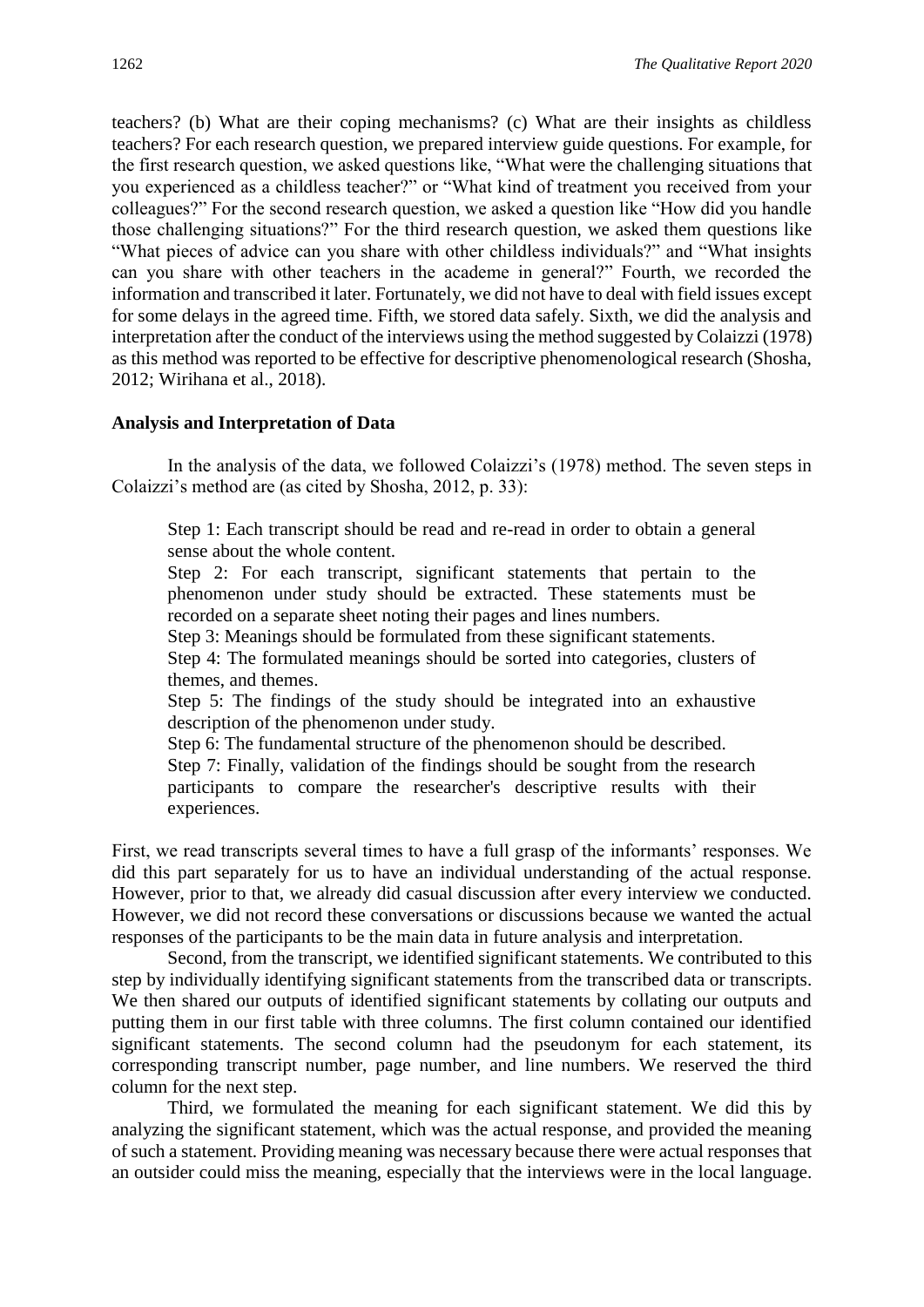teachers? (b) What are their coping mechanisms? (c) What are their insights as childless teachers? For each research question, we prepared interview guide questions. For example, for the first research question, we asked questions like, "What were the challenging situations that you experienced as a childless teacher?" or "What kind of treatment you received from your colleagues?" For the second research question, we asked a question like "How did you handle those challenging situations?" For the third research question, we asked them questions like "What pieces of advice can you share with other childless individuals?" and "What insights can you share with other teachers in the academe in general?" Fourth, we recorded the information and transcribed it later. Fortunately, we did not have to deal with field issues except for some delays in the agreed time. Fifth, we stored data safely. Sixth, we did the analysis and interpretation after the conduct of the interviews using the method suggested by Colaizzi (1978) as this method was reported to be effective for descriptive phenomenological research (Shosha, 2012; Wirihana et al., 2018).

### Analysis and Interpretation of Data

In the analysis of the data, we followed Colaizzi's (1978) method. The seven steps in Colaizzi's method are (as cited by Shosha, 2012, p. 33):

> Step 1: Each transcript should be read and re-read in order to obtain a general sense about the whole content.
> Step 2: For each transcript, significant statements that pertain to the phenomenon under study should be extracted. These statements must be recorded on a separate sheet noting their pages and lines numbers.
> Step 3: Meanings should be formulated from these significant statements.
> Step 4: The formulated meanings should be sorted into categories, clusters of themes, and themes.
> Step 5: The findings of the study should be integrated into an exhaustive description of the phenomenon under study.
> Step 6: The fundamental structure of the phenomenon should be described.
> Step 7: Finally, validation of the findings should be sought from the research participants to compare the researcher's descriptive results with their experiences.

First, we read transcripts several times to have a full grasp of the informants' responses. We did this part separately for us to have an individual understanding of the actual response. However, prior to that, we already did casual discussion after every interview we conducted. However, we did not record these conversations or discussions because we wanted the actual responses of the participants to be the main data in future analysis and interpretation.

Second, from the transcript, we identified significant statements. We contributed to this step by individually identifying significant statements from the transcribed data or transcripts. We then shared our outputs of identified significant statements by collating our outputs and putting them in our first table with three columns. The first column contained our identified significant statements. The second column had the pseudonym for each statement, its corresponding transcript number, page number, and line numbers. We reserved the third column for the next step.

Third, we formulated the meaning for each significant statement. We did this by analyzing the significant statement, which was the actual response, and provided the meaning of such a statement. Providing meaning was necessary because there were actual responses that an outsider could miss the meaning, especially that the interviews were in the local language.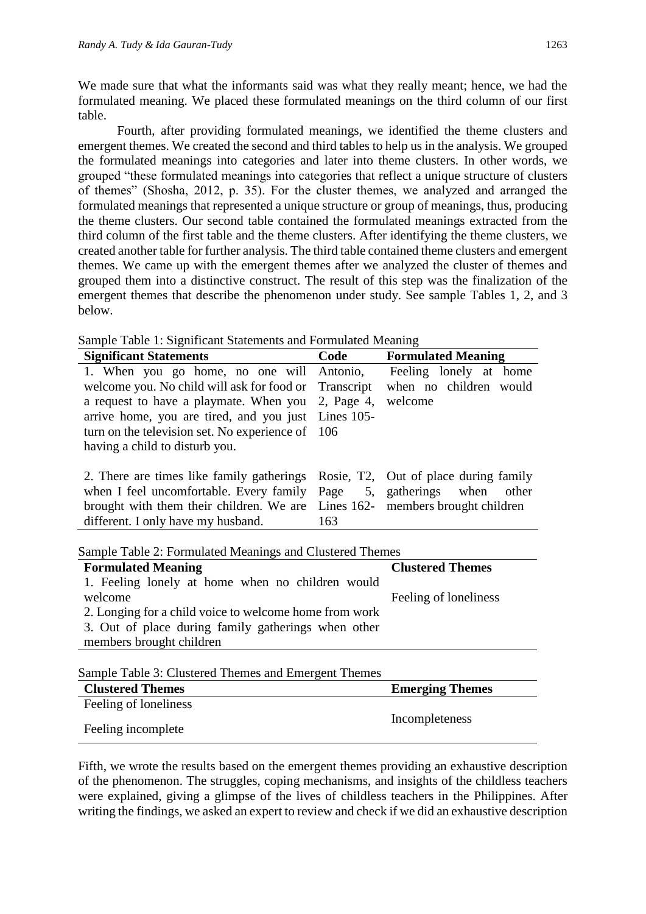We made sure that what the informants said was what they really meant; hence, we had the formulated meaning. We placed these formulated meanings on the third column of our first table.

Fourth, after providing formulated meanings, we identified the theme clusters and emergent themes. We created the second and third tables to help us in the analysis. We grouped the formulated meanings into categories and later into theme clusters. In other words, we grouped "these formulated meanings into categories that reflect a unique structure of clusters of themes" (Shosha, 2012, p. 35). For the cluster themes, we analyzed and arranged the formulated meanings that represented a unique structure or group of meanings, thus, producing the theme clusters. Our second table contained the formulated meanings extracted from the third column of the first table and the theme clusters. After identifying the theme clusters, we created another table for further analysis. The third table contained theme clusters and emergent themes. We came up with the emergent themes after we analyzed the cluster of themes and grouped them into a distinctive construct. The result of this step was the finalization of the emergent themes that describe the phenomenon under study. See sample Tables 1, 2, and 3 below.

Sample Table 1: Significant Statements and Formulated Meaning

| Significant Statements | Code | Formulated Meaning |
|---|---|---|
| 1. When you go home, no one will welcome you. No child will ask for food or a request to have a playmate. When you arrive home, you are tired, and you just turn on the television set. No experience of having a child to disturb you. | Antonio, Transcript 2, Page 4, Lines 105-106 | Feeling lonely at home when no children would welcome |
| 2. There are times like family gatherings when I feel uncomfortable. Every family brought with them their children. We are different. I only have my husband. | Rosie, T2, Page 5, Lines 162-163 | Out of place during family gatherings when other members brought children |

Sample Table 2: Formulated Meanings and Clustered Themes

| Formulated Meaning | Clustered Themes |
|---|---|
| 1. Feeling lonely at home when no children would welcome<br>2. Longing for a child voice to welcome home from work<br>3. Out of place during family gatherings when other members brought children | Feeling of loneliness |

Sample Table 3: Clustered Themes and Emergent Themes

| Clustered Themes | Emerging Themes |
|---|---|
| Feeling of loneliness<br>Feeling incomplete | Incompleteness |

Fifth, we wrote the results based on the emergent themes providing an exhaustive description of the phenomenon. The struggles, coping mechanisms, and insights of the childless teachers were explained, giving a glimpse of the lives of childless teachers in the Philippines. After writing the findings, we asked an expert to review and check if we did an exhaustive description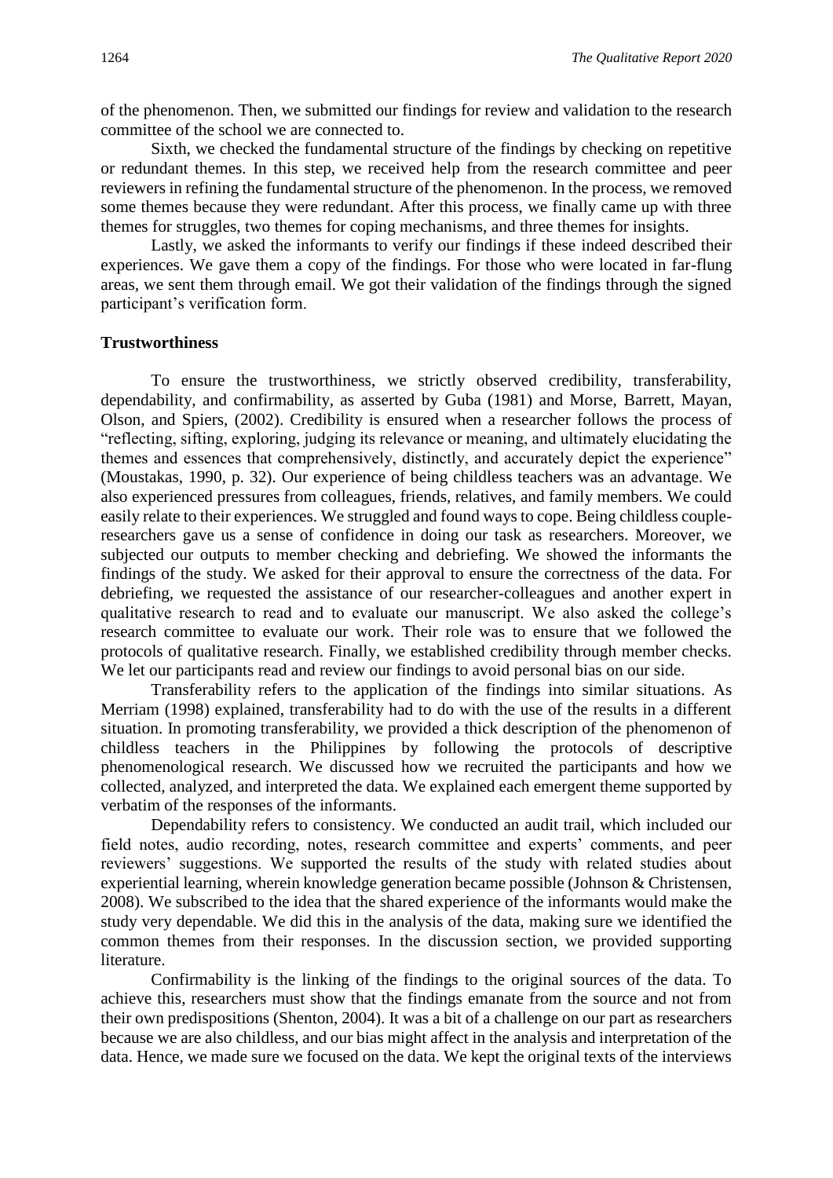of the phenomenon. Then, we submitted our findings for review and validation to the research committee of the school we are connected to.

Sixth, we checked the fundamental structure of the findings by checking on repetitive or redundant themes. In this step, we received help from the research committee and peer reviewers in refining the fundamental structure of the phenomenon. In the process, we removed some themes because they were redundant. After this process, we finally came up with three themes for struggles, two themes for coping mechanisms, and three themes for insights.

Lastly, we asked the informants to verify our findings if these indeed described their experiences. We gave them a copy of the findings. For those who were located in far-flung areas, we sent them through email. We got their validation of the findings through the signed participant's verification form.

**Trustworthiness**

To ensure the trustworthiness, we strictly observed credibility, transferability, dependability, and confirmability, as asserted by Guba (1981) and Morse, Barrett, Mayan, Olson, and Spiers, (2002). Credibility is ensured when a researcher follows the process of "reflecting, sifting, exploring, judging its relevance or meaning, and ultimately elucidating the themes and essences that comprehensively, distinctly, and accurately depict the experience" (Moustakas, 1990, p. 32). Our experience of being childless teachers was an advantage. We also experienced pressures from colleagues, friends, relatives, and family members. We could easily relate to their experiences. We struggled and found ways to cope. Being childless couple-researchers gave us a sense of confidence in doing our task as researchers. Moreover, we subjected our outputs to member checking and debriefing. We showed the informants the findings of the study. We asked for their approval to ensure the correctness of the data. For debriefing, we requested the assistance of our researcher-colleagues and another expert in qualitative research to read and to evaluate our manuscript. We also asked the college's research committee to evaluate our work. Their role was to ensure that we followed the protocols of qualitative research. Finally, we established credibility through member checks. We let our participants read and review our findings to avoid personal bias on our side.

Transferability refers to the application of the findings into similar situations. As Merriam (1998) explained, transferability had to do with the use of the results in a different situation. In promoting transferability, we provided a thick description of the phenomenon of childless teachers in the Philippines by following the protocols of descriptive phenomenological research. We discussed how we recruited the participants and how we collected, analyzed, and interpreted the data. We explained each emergent theme supported by verbatim of the responses of the informants.

Dependability refers to consistency. We conducted an audit trail, which included our field notes, audio recording, notes, research committee and experts' comments, and peer reviewers' suggestions. We supported the results of the study with related studies about experiential learning, wherein knowledge generation became possible (Johnson & Christensen, 2008). We subscribed to the idea that the shared experience of the informants would make the study very dependable. We did this in the analysis of the data, making sure we identified the common themes from their responses. In the discussion section, we provided supporting literature.

Confirmability is the linking of the findings to the original sources of the data. To achieve this, researchers must show that the findings emanate from the source and not from their own predispositions (Shenton, 2004). It was a bit of a challenge on our part as researchers because we are also childless, and our bias might affect in the analysis and interpretation of the data. Hence, we made sure we focused on the data. We kept the original texts of the interviews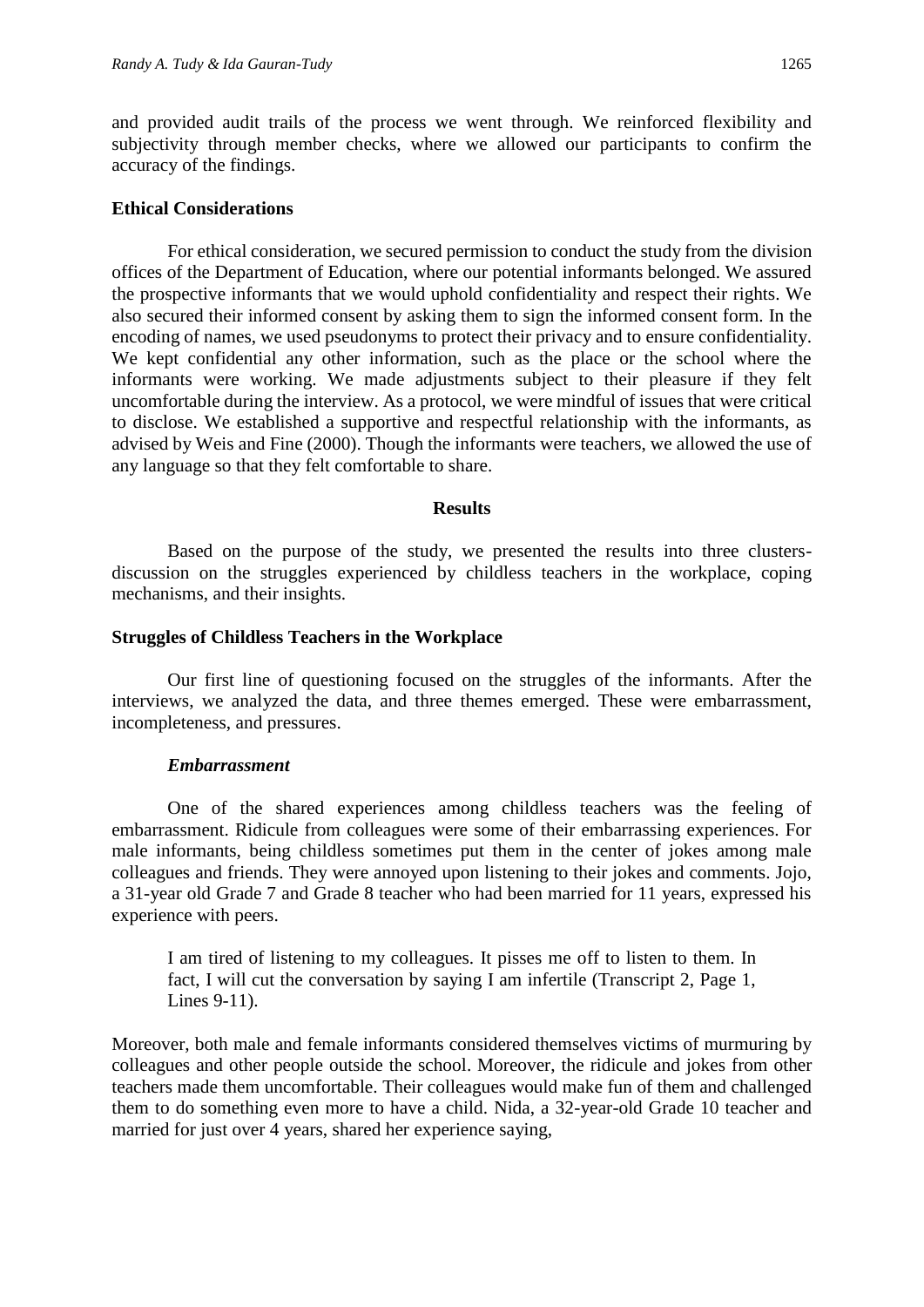and provided audit trails of the process we went through. We reinforced flexibility and subjectivity through member checks, where we allowed our participants to confirm the accuracy of the findings.

## Ethical Considerations

For ethical consideration, we secured permission to conduct the study from the division offices of the Department of Education, where our potential informants belonged. We assured the prospective informants that we would uphold confidentiality and respect their rights. We also secured their informed consent by asking them to sign the informed consent form. In the encoding of names, we used pseudonyms to protect their privacy and to ensure confidentiality. We kept confidential any other information, such as the place or the school where the informants were working. We made adjustments subject to their pleasure if they felt uncomfortable during the interview. As a protocol, we were mindful of issues that were critical to disclose. We established a supportive and respectful relationship with the informants, as advised by Weis and Fine (2000). Though the informants were teachers, we allowed the use of any language so that they felt comfortable to share.

# Results

Based on the purpose of the study, we presented the results into three clusters-discussion on the struggles experienced by childless teachers in the workplace, coping mechanisms, and their insights.

## Struggles of Childless Teachers in the Workplace

Our first line of questioning focused on the struggles of the informants. After the interviews, we analyzed the data, and three themes emerged. These were embarrassment, incompleteness, and pressures.

### *Embarrassment*

One of the shared experiences among childless teachers was the feeling of embarrassment. Ridicule from colleagues were some of their embarrassing experiences. For male informants, being childless sometimes put them in the center of jokes among male colleagues and friends. They were annoyed upon listening to their jokes and comments. Jojo, a 31-year old Grade 7 and Grade 8 teacher who had been married for 11 years, expressed his experience with peers.

> I am tired of listening to my colleagues. It pisses me off to listen to them. In fact, I will cut the conversation by saying I am infertile (Transcript 2, Page 1, Lines 9-11).

Moreover, both male and female informants considered themselves victims of murmuring by colleagues and other people outside the school. Moreover, the ridicule and jokes from other teachers made them uncomfortable. Their colleagues would make fun of them and challenged them to do something even more to have a child. Nida, a 32-year-old Grade 10 teacher and married for just over 4 years, shared her experience saying,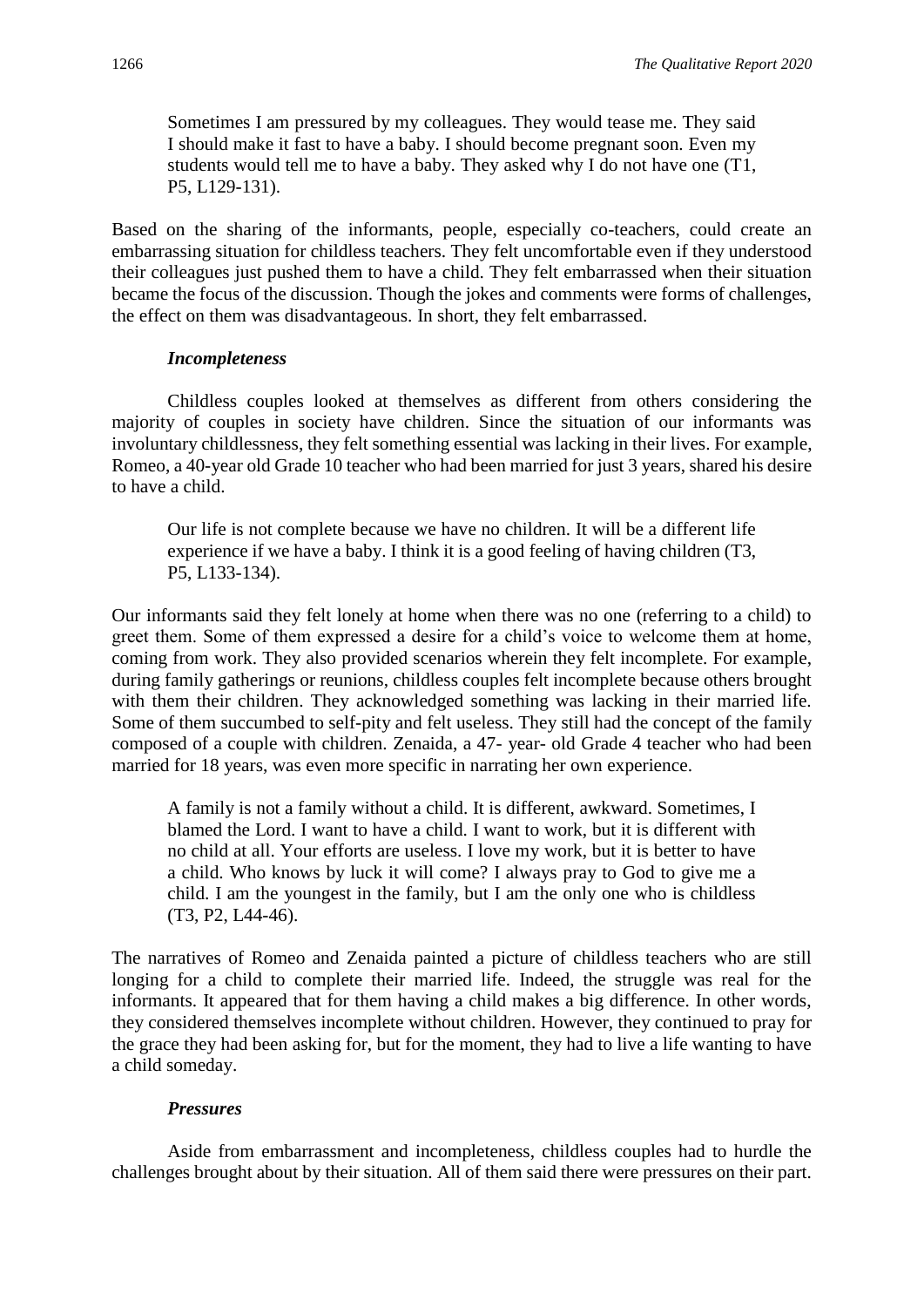> Sometimes I am pressured by my colleagues. They would tease me. They said I should make it fast to have a baby. I should become pregnant soon. Even my students would tell me to have a baby. They asked why I do not have one (T1, P5, L129-131).

Based on the sharing of the informants, people, especially co-teachers, could create an embarrassing situation for childless teachers. They felt uncomfortable even if they understood their colleagues just pushed them to have a child. They felt embarrassed when their situation became the focus of the discussion. Though the jokes and comments were forms of challenges, the effect on them was disadvantageous. In short, they felt embarrassed.

### *Incompleteness*

Childless couples looked at themselves as different from others considering the majority of couples in society have children. Since the situation of our informants was involuntary childlessness, they felt something essential was lacking in their lives. For example, Romeo, a 40-year old Grade 10 teacher who had been married for just 3 years, shared his desire to have a child.

> Our life is not complete because we have no children. It will be a different life experience if we have a baby. I think it is a good feeling of having children (T3, P5, L133-134).

Our informants said they felt lonely at home when there was no one (referring to a child) to greet them. Some of them expressed a desire for a child's voice to welcome them at home, coming from work. They also provided scenarios wherein they felt incomplete. For example, during family gatherings or reunions, childless couples felt incomplete because others brought with them their children. They acknowledged something was lacking in their married life. Some of them succumbed to self-pity and felt useless. They still had the concept of the family composed of a couple with children. Zenaida, a 47- year- old Grade 4 teacher who had been married for 18 years, was even more specific in narrating her own experience.

> A family is not a family without a child. It is different, awkward. Sometimes, I blamed the Lord. I want to have a child. I want to work, but it is different with no child at all. Your efforts are useless. I love my work, but it is better to have a child. Who knows by luck it will come? I always pray to God to give me a child. I am the youngest in the family, but I am the only one who is childless (T3, P2, L44-46).

The narratives of Romeo and Zenaida painted a picture of childless teachers who are still longing for a child to complete their married life. Indeed, the struggle was real for the informants. It appeared that for them having a child makes a big difference. In other words, they considered themselves incomplete without children. However, they continued to pray for the grace they had been asking for, but for the moment, they had to live a life wanting to have a child someday.

### *Pressures*

Aside from embarrassment and incompleteness, childless couples had to hurdle the challenges brought about by their situation. All of them said there were pressures on their part.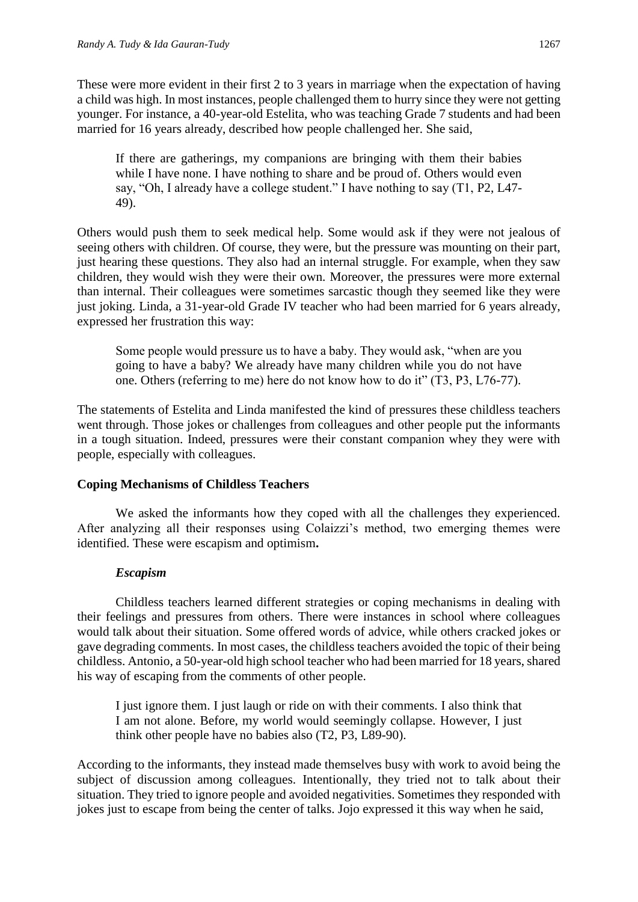These were more evident in their first 2 to 3 years in marriage when the expectation of having a child was high. In most instances, people challenged them to hurry since they were not getting younger. For instance, a 40-year-old Estelita, who was teaching Grade 7 students and had been married for 16 years already, described how people challenged her. She said,

> If there are gatherings, my companions are bringing with them their babies while I have none. I have nothing to share and be proud of. Others would even say, "Oh, I already have a college student." I have nothing to say (T1, P2, L47-49).

Others would push them to seek medical help. Some would ask if they were not jealous of seeing others with children. Of course, they were, but the pressure was mounting on their part, just hearing these questions. They also had an internal struggle. For example, when they saw children, they would wish they were their own. Moreover, the pressures were more external than internal. Their colleagues were sometimes sarcastic though they seemed like they were just joking. Linda, a 31-year-old Grade IV teacher who had been married for 6 years already, expressed her frustration this way:

> Some people would pressure us to have a baby. They would ask, "when are you going to have a baby? We already have many children while you do not have one. Others (referring to me) here do not know how to do it" (T3, P3, L76-77).

The statements of Estelita and Linda manifested the kind of pressures these childless teachers went through. Those jokes or challenges from colleagues and other people put the informants in a tough situation. Indeed, pressures were their constant companion whey they were with people, especially with colleagues.

**Coping Mechanisms of Childless Teachers**

We asked the informants how they coped with all the challenges they experienced. After analyzing all their responses using Colaizzi's method, two emerging themes were identified. These were escapism and optimism**.**

***Escapism***

Childless teachers learned different strategies or coping mechanisms in dealing with their feelings and pressures from others. There were instances in school where colleagues would talk about their situation. Some offered words of advice, while others cracked jokes or gave degrading comments. In most cases, the childless teachers avoided the topic of their being childless. Antonio, a 50-year-old high school teacher who had been married for 18 years, shared his way of escaping from the comments of other people.

> I just ignore them. I just laugh or ride on with their comments. I also think that I am not alone. Before, my world would seemingly collapse. However, I just think other people have no babies also (T2, P3, L89-90).

According to the informants, they instead made themselves busy with work to avoid being the subject of discussion among colleagues. Intentionally, they tried not to talk about their situation. They tried to ignore people and avoided negativities. Sometimes they responded with jokes just to escape from being the center of talks. Jojo expressed it this way when he said,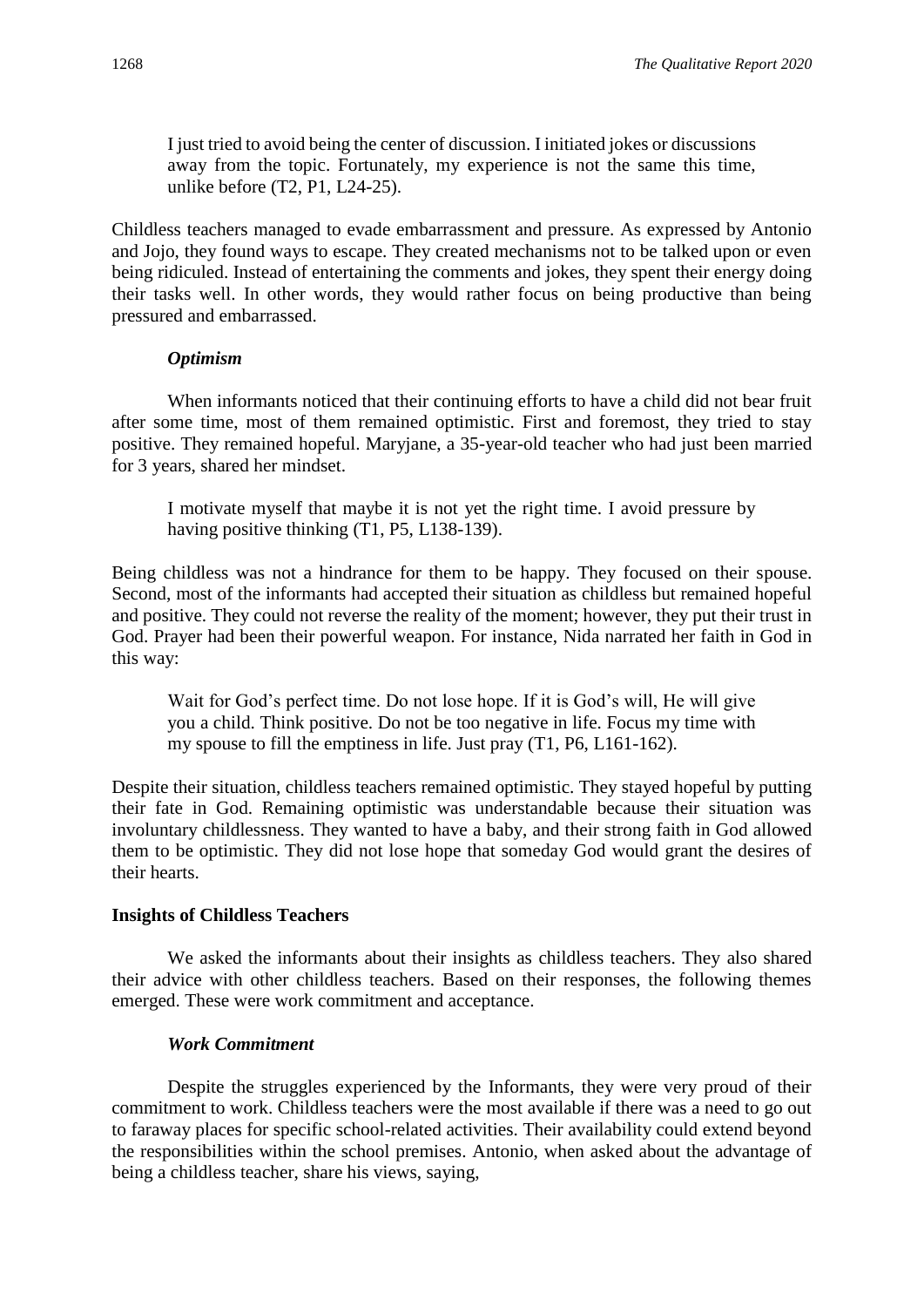> I just tried to avoid being the center of discussion. I initiated jokes or discussions away from the topic. Fortunately, my experience is not the same this time, unlike before (T2, P1, L24-25).

Childless teachers managed to evade embarrassment and pressure. As expressed by Antonio and Jojo, they found ways to escape. They created mechanisms not to be talked upon or even being ridiculed. Instead of entertaining the comments and jokes, they spent their energy doing their tasks well. In other words, they would rather focus on being productive than being pressured and embarrassed.

#### *Optimism*

When informants noticed that their continuing efforts to have a child did not bear fruit after some time, most of them remained optimistic. First and foremost, they tried to stay positive. They remained hopeful. Maryjane, a 35-year-old teacher who had just been married for 3 years, shared her mindset.

> I motivate myself that maybe it is not yet the right time. I avoid pressure by having positive thinking (T1, P5, L138-139).

Being childless was not a hindrance for them to be happy. They focused on their spouse. Second, most of the informants had accepted their situation as childless but remained hopeful and positive. They could not reverse the reality of the moment; however, they put their trust in God. Prayer had been their powerful weapon. For instance, Nida narrated her faith in God in this way:

> Wait for God's perfect time. Do not lose hope. If it is God's will, He will give you a child. Think positive. Do not be too negative in life. Focus my time with my spouse to fill the emptiness in life. Just pray (T1, P6, L161-162).

Despite their situation, childless teachers remained optimistic. They stayed hopeful by putting their fate in God. Remaining optimistic was understandable because their situation was involuntary childlessness. They wanted to have a baby, and their strong faith in God allowed them to be optimistic. They did not lose hope that someday God would grant the desires of their hearts.

### Insights of Childless Teachers

We asked the informants about their insights as childless teachers. They also shared their advice with other childless teachers. Based on their responses, the following themes emerged. These were work commitment and acceptance.

#### *Work Commitment*

Despite the struggles experienced by the Informants, they were very proud of their commitment to work. Childless teachers were the most available if there was a need to go out to faraway places for specific school-related activities. Their availability could extend beyond the responsibilities within the school premises. Antonio, when asked about the advantage of being a childless teacher, share his views, saying,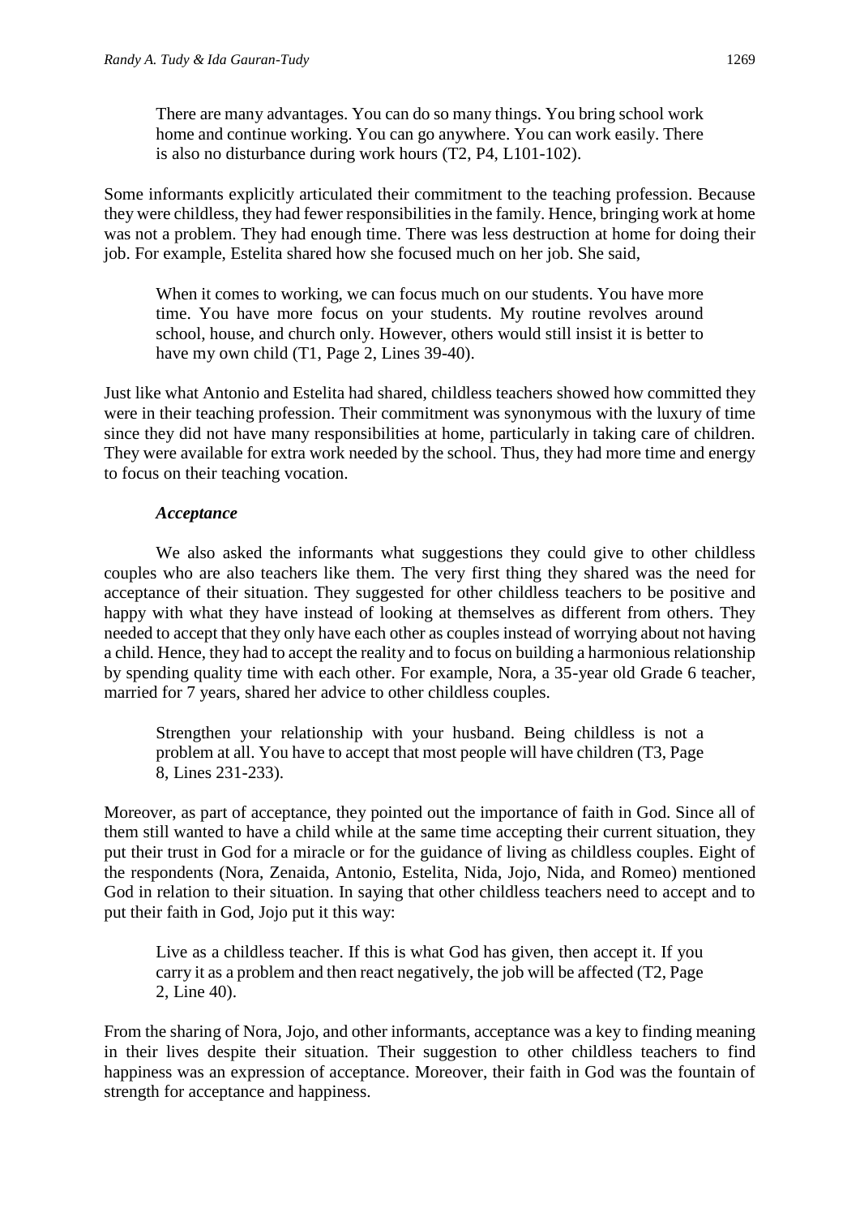> There are many advantages. You can do so many things. You bring school work home and continue working. You can go anywhere. You can work easily. There is also no disturbance during work hours (T2, P4, L101-102).

Some informants explicitly articulated their commitment to the teaching profession. Because they were childless, they had fewer responsibilities in the family. Hence, bringing work at home was not a problem. They had enough time. There was less destruction at home for doing their job. For example, Estelita shared how she focused much on her job. She said,

> When it comes to working, we can focus much on our students. You have more time. You have more focus on your students. My routine revolves around school, house, and church only. However, others would still insist it is better to have my own child (T1, Page 2, Lines 39-40).

Just like what Antonio and Estelita had shared, childless teachers showed how committed they were in their teaching profession. Their commitment was synonymous with the luxury of time since they did not have many responsibilities at home, particularly in taking care of children. They were available for extra work needed by the school. Thus, they had more time and energy to focus on their teaching vocation.

***Acceptance***

We also asked the informants what suggestions they could give to other childless couples who are also teachers like them. The very first thing they shared was the need for acceptance of their situation. They suggested for other childless teachers to be positive and happy with what they have instead of looking at themselves as different from others. They needed to accept that they only have each other as couples instead of worrying about not having a child. Hence, they had to accept the reality and to focus on building a harmonious relationship by spending quality time with each other. For example, Nora, a 35-year old Grade 6 teacher, married for 7 years, shared her advice to other childless couples.

> Strengthen your relationship with your husband. Being childless is not a problem at all. You have to accept that most people will have children (T3, Page 8, Lines 231-233).

Moreover, as part of acceptance, they pointed out the importance of faith in God. Since all of them still wanted to have a child while at the same time accepting their current situation, they put their trust in God for a miracle or for the guidance of living as childless couples. Eight of the respondents (Nora, Zenaida, Antonio, Estelita, Nida, Jojo, Nida, and Romeo) mentioned God in relation to their situation. In saying that other childless teachers need to accept and to put their faith in God, Jojo put it this way:

> Live as a childless teacher. If this is what God has given, then accept it. If you carry it as a problem and then react negatively, the job will be affected (T2, Page 2, Line 40).

From the sharing of Nora, Jojo, and other informants, acceptance was a key to finding meaning in their lives despite their situation. Their suggestion to other childless teachers to find happiness was an expression of acceptance. Moreover, their faith in God was the fountain of strength for acceptance and happiness.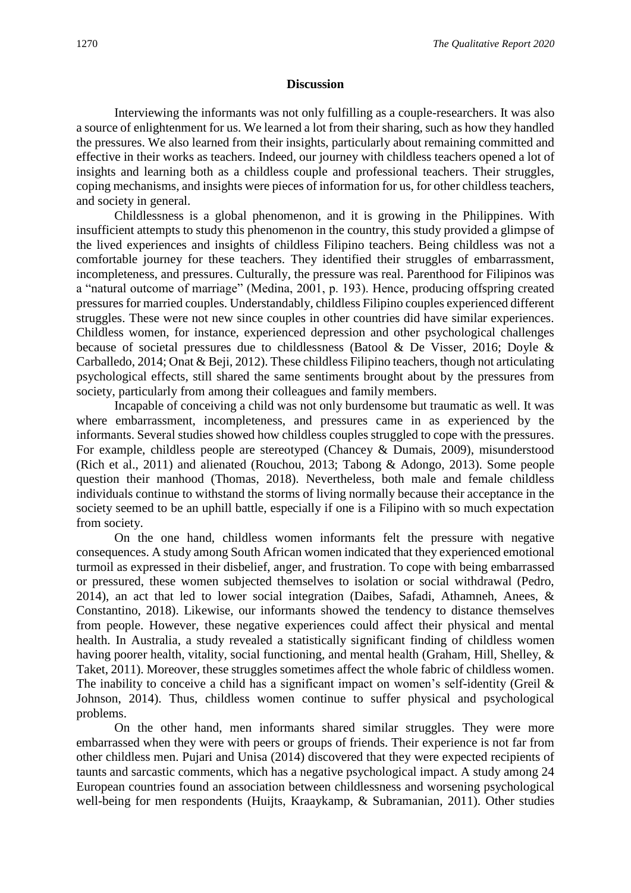## Discussion

Interviewing the informants was not only fulfilling as a couple-researchers. It was also a source of enlightenment for us. We learned a lot from their sharing, such as how they handled the pressures. We also learned from their insights, particularly about remaining committed and effective in their works as teachers. Indeed, our journey with childless teachers opened a lot of insights and learning both as a childless couple and professional teachers. Their struggles, coping mechanisms, and insights were pieces of information for us, for other childless teachers, and society in general.

Childlessness is a global phenomenon, and it is growing in the Philippines. With insufficient attempts to study this phenomenon in the country, this study provided a glimpse of the lived experiences and insights of childless Filipino teachers. Being childless was not a comfortable journey for these teachers. They identified their struggles of embarrassment, incompleteness, and pressures. Culturally, the pressure was real. Parenthood for Filipinos was a "natural outcome of marriage" (Medina, 2001, p. 193). Hence, producing offspring created pressures for married couples. Understandably, childless Filipino couples experienced different struggles. These were not new since couples in other countries did have similar experiences. Childless women, for instance, experienced depression and other psychological challenges because of societal pressures due to childlessness (Batool & De Visser, 2016; Doyle & Carballedo, 2014; Onat & Beji, 2012). These childless Filipino teachers, though not articulating psychological effects, still shared the same sentiments brought about by the pressures from society, particularly from among their colleagues and family members.

Incapable of conceiving a child was not only burdensome but traumatic as well. It was where embarrassment, incompleteness, and pressures came in as experienced by the informants. Several studies showed how childless couples struggled to cope with the pressures. For example, childless people are stereotyped (Chancey & Dumais, 2009), misunderstood (Rich et al., 2011) and alienated (Rouchou, 2013; Tabong & Adongo, 2013). Some people question their manhood (Thomas, 2018). Nevertheless, both male and female childless individuals continue to withstand the storms of living normally because their acceptance in the society seemed to be an uphill battle, especially if one is a Filipino with so much expectation from society.

On the one hand, childless women informants felt the pressure with negative consequences. A study among South African women indicated that they experienced emotional turmoil as expressed in their disbelief, anger, and frustration. To cope with being embarrassed or pressured, these women subjected themselves to isolation or social withdrawal (Pedro, 2014), an act that led to lower social integration (Daibes, Safadi, Athamneh, Anees, & Constantino, 2018). Likewise, our informants showed the tendency to distance themselves from people. However, these negative experiences could affect their physical and mental health. In Australia, a study revealed a statistically significant finding of childless women having poorer health, vitality, social functioning, and mental health (Graham, Hill, Shelley, & Taket, 2011). Moreover, these struggles sometimes affect the whole fabric of childless women. The inability to conceive a child has a significant impact on women's self-identity (Greil & Johnson, 2014). Thus, childless women continue to suffer physical and psychological problems.

On the other hand, men informants shared similar struggles. They were more embarrassed when they were with peers or groups of friends. Their experience is not far from other childless men. Pujari and Unisa (2014) discovered that they were expected recipients of taunts and sarcastic comments, which has a negative psychological impact. A study among 24 European countries found an association between childlessness and worsening psychological well-being for men respondents (Huijts, Kraaykamp, & Subramanian, 2011). Other studies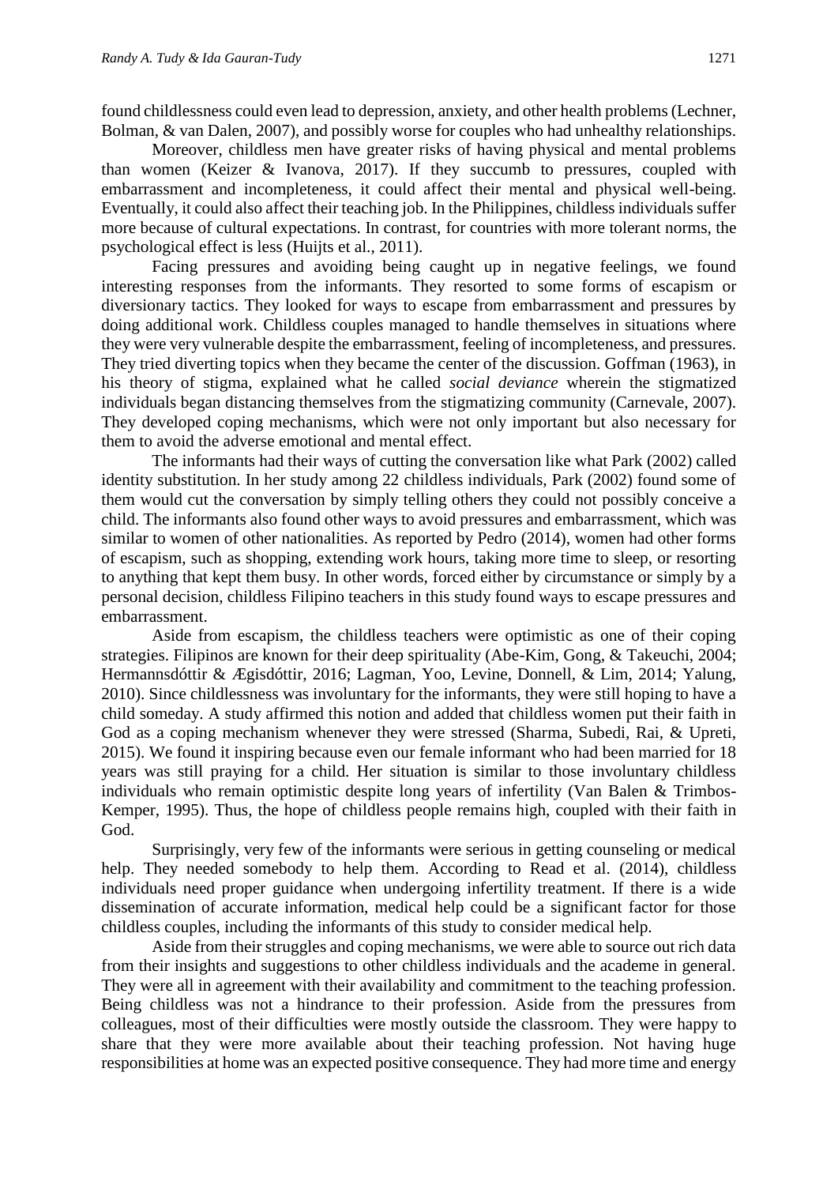found childlessness could even lead to depression, anxiety, and other health problems (Lechner, Bolman, & van Dalen, 2007), and possibly worse for couples who had unhealthy relationships.

Moreover, childless men have greater risks of having physical and mental problems than women (Keizer & Ivanova, 2017). If they succumb to pressures, coupled with embarrassment and incompleteness, it could affect their mental and physical well-being. Eventually, it could also affect their teaching job. In the Philippines, childless individuals suffer more because of cultural expectations. In contrast, for countries with more tolerant norms, the psychological effect is less (Huijts et al., 2011).

Facing pressures and avoiding being caught up in negative feelings, we found interesting responses from the informants. They resorted to some forms of escapism or diversionary tactics. They looked for ways to escape from embarrassment and pressures by doing additional work. Childless couples managed to handle themselves in situations where they were very vulnerable despite the embarrassment, feeling of incompleteness, and pressures. They tried diverting topics when they became the center of the discussion. Goffman (1963), in his theory of stigma, explained what he called *social deviance* wherein the stigmatized individuals began distancing themselves from the stigmatizing community (Carnevale, 2007). They developed coping mechanisms, which were not only important but also necessary for them to avoid the adverse emotional and mental effect.

The informants had their ways of cutting the conversation like what Park (2002) called identity substitution. In her study among 22 childless individuals, Park (2002) found some of them would cut the conversation by simply telling others they could not possibly conceive a child. The informants also found other ways to avoid pressures and embarrassment, which was similar to women of other nationalities. As reported by Pedro (2014), women had other forms of escapism, such as shopping, extending work hours, taking more time to sleep, or resorting to anything that kept them busy. In other words, forced either by circumstance or simply by a personal decision, childless Filipino teachers in this study found ways to escape pressures and embarrassment.

Aside from escapism, the childless teachers were optimistic as one of their coping strategies. Filipinos are known for their deep spirituality (Abe-Kim, Gong, & Takeuchi, 2004; Hermannsdóttir & Ægisdóttir, 2016; Lagman, Yoo, Levine, Donnell, & Lim, 2014; Yalung, 2010). Since childlessness was involuntary for the informants, they were still hoping to have a child someday. A study affirmed this notion and added that childless women put their faith in God as a coping mechanism whenever they were stressed (Sharma, Subedi, Rai, & Upreti, 2015). We found it inspiring because even our female informant who had been married for 18 years was still praying for a child. Her situation is similar to those involuntary childless individuals who remain optimistic despite long years of infertility (Van Balen & Trimbos-Kemper, 1995). Thus, the hope of childless people remains high, coupled with their faith in God.

Surprisingly, very few of the informants were serious in getting counseling or medical help. They needed somebody to help them. According to Read et al. (2014), childless individuals need proper guidance when undergoing infertility treatment. If there is a wide dissemination of accurate information, medical help could be a significant factor for those childless couples, including the informants of this study to consider medical help.

Aside from their struggles and coping mechanisms, we were able to source out rich data from their insights and suggestions to other childless individuals and the academe in general. They were all in agreement with their availability and commitment to the teaching profession. Being childless was not a hindrance to their profession. Aside from the pressures from colleagues, most of their difficulties were mostly outside the classroom. They were happy to share that they were more available about their teaching profession. Not having huge responsibilities at home was an expected positive consequence. They had more time and energy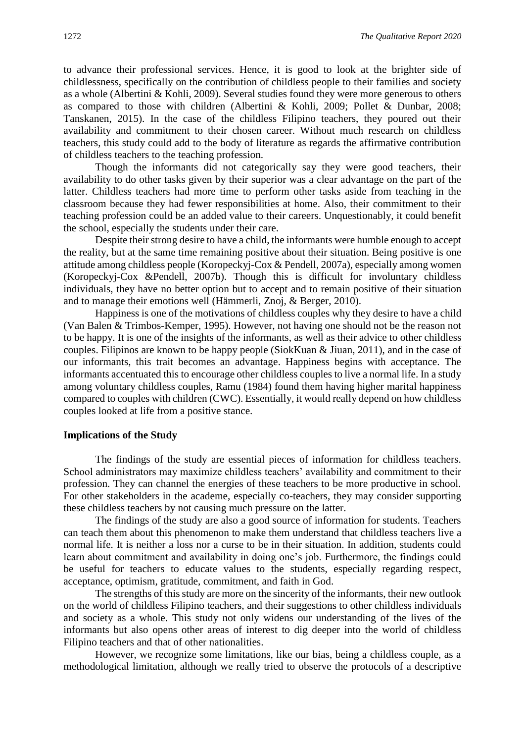to advance their professional services. Hence, it is good to look at the brighter side of childlessness, specifically on the contribution of childless people to their families and society as a whole (Albertini & Kohli, 2009). Several studies found they were more generous to others as compared to those with children (Albertini & Kohli, 2009; Pollet & Dunbar, 2008; Tanskanen, 2015). In the case of the childless Filipino teachers, they poured out their availability and commitment to their chosen career. Without much research on childless teachers, this study could add to the body of literature as regards the affirmative contribution of childless teachers to the teaching profession.

Though the informants did not categorically say they were good teachers, their availability to do other tasks given by their superior was a clear advantage on the part of the latter. Childless teachers had more time to perform other tasks aside from teaching in the classroom because they had fewer responsibilities at home. Also, their commitment to their teaching profession could be an added value to their careers. Unquestionably, it could benefit the school, especially the students under their care.

Despite their strong desire to have a child, the informants were humble enough to accept the reality, but at the same time remaining positive about their situation. Being positive is one attitude among childless people (Koropeckyj-Cox & Pendell, 2007a), especially among women (Koropeckyj-Cox &Pendell, 2007b). Though this is difficult for involuntary childless individuals, they have no better option but to accept and to remain positive of their situation and to manage their emotions well (Hämmerli, Znoj, & Berger, 2010).

Happiness is one of the motivations of childless couples why they desire to have a child (Van Balen & Trimbos-Kemper, 1995). However, not having one should not be the reason not to be happy. It is one of the insights of the informants, as well as their advice to other childless couples. Filipinos are known to be happy people (SiokKuan & Jiuan, 2011), and in the case of our informants, this trait becomes an advantage. Happiness begins with acceptance. The informants accentuated this to encourage other childless couples to live a normal life. In a study among voluntary childless couples, Ramu (1984) found them having higher marital happiness compared to couples with children (CWC). Essentially, it would really depend on how childless couples looked at life from a positive stance.

## Implications of the Study

The findings of the study are essential pieces of information for childless teachers. School administrators may maximize childless teachers' availability and commitment to their profession. They can channel the energies of these teachers to be more productive in school. For other stakeholders in the academe, especially co-teachers, they may consider supporting these childless teachers by not causing much pressure on the latter.

The findings of the study are also a good source of information for students. Teachers can teach them about this phenomenon to make them understand that childless teachers live a normal life. It is neither a loss nor a curse to be in their situation. In addition, students could learn about commitment and availability in doing one's job. Furthermore, the findings could be useful for teachers to educate values to the students, especially regarding respect, acceptance, optimism, gratitude, commitment, and faith in God.

The strengths of this study are more on the sincerity of the informants, their new outlook on the world of childless Filipino teachers, and their suggestions to other childless individuals and society as a whole. This study not only widens our understanding of the lives of the informants but also opens other areas of interest to dig deeper into the world of childless Filipino teachers and that of other nationalities.

However, we recognize some limitations, like our bias, being a childless couple, as a methodological limitation, although we really tried to observe the protocols of a descriptive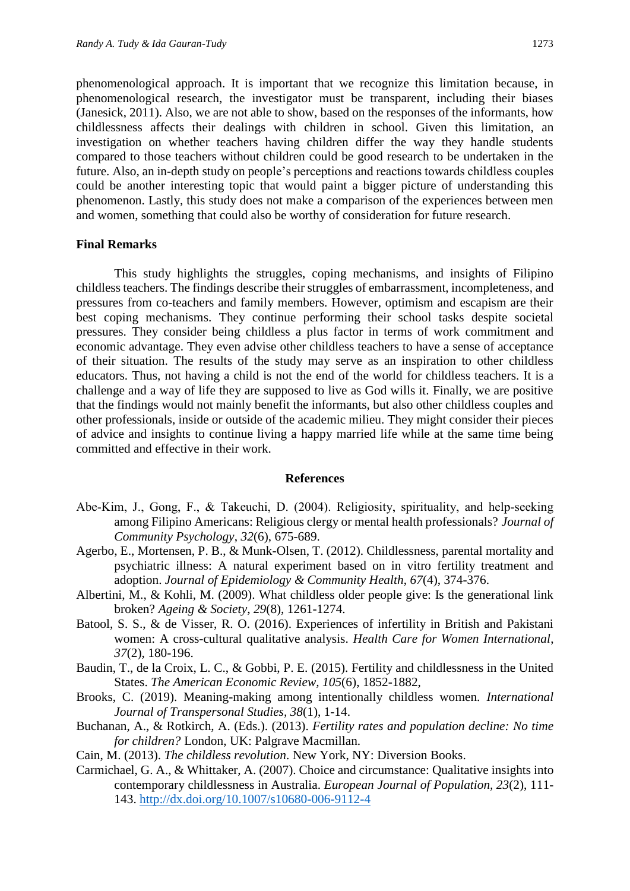phenomenological approach. It is important that we recognize this limitation because, in phenomenological research, the investigator must be transparent, including their biases (Janesick, 2011). Also, we are not able to show, based on the responses of the informants, how childlessness affects their dealings with children in school. Given this limitation, an investigation on whether teachers having children differ the way they handle students compared to those teachers without children could be good research to be undertaken in the future. Also, an in-depth study on people's perceptions and reactions towards childless couples could be another interesting topic that would paint a bigger picture of understanding this phenomenon. Lastly, this study does not make a comparison of the experiences between men and women, something that could also be worthy of consideration for future research.

## Final Remarks

This study highlights the struggles, coping mechanisms, and insights of Filipino childless teachers. The findings describe their struggles of embarrassment, incompleteness, and pressures from co-teachers and family members. However, optimism and escapism are their best coping mechanisms. They continue performing their school tasks despite societal pressures. They consider being childless a plus factor in terms of work commitment and economic advantage. They even advise other childless teachers to have a sense of acceptance of their situation. The results of the study may serve as an inspiration to other childless educators. Thus, not having a child is not the end of the world for childless teachers. It is a challenge and a way of life they are supposed to live as God wills it. Finally, we are positive that the findings would not mainly benefit the informants, but also other childless couples and other professionals, inside or outside of the academic milieu. They might consider their pieces of advice and insights to continue living a happy married life while at the same time being committed and effective in their work.

## References

Abe-Kim, J., Gong, F., & Takeuchi, D. (2004). Religiosity, spirituality, and help-seeking among Filipino Americans: Religious clergy or mental health professionals? *Journal of Community Psychology*, *32*(6), 675-689.

Agerbo, E., Mortensen, P. B., & Munk-Olsen, T. (2012). Childlessness, parental mortality and psychiatric illness: A natural experiment based on in vitro fertility treatment and adoption. *Journal of Epidemiology & Community Health*, *67*(4), 374-376.

Albertini, M., & Kohli, M. (2009). What childless older people give: Is the generational link broken? *Ageing & Society*, *29*(8), 1261-1274.

Batool, S. S., & de Visser, R. O. (2016). Experiences of infertility in British and Pakistani women: A cross-cultural qualitative analysis. *Health Care for Women International*, *37*(2), 180-196.

Baudin, T., de la Croix, L. C., & Gobbi, P. E. (2015). Fertility and childlessness in the United States. *The American Economic Review, 105*(6), 1852-1882,

Brooks, C. (2019). Meaning-making among intentionally childless women. *International Journal of Transpersonal Studies, 38*(1), 1-14.

Buchanan, A., & Rotkirch, A. (Eds.). (2013). *Fertility rates and population decline: No time for children?* London, UK: Palgrave Macmillan.

Cain, M. (2013). *The childless revolution*. New York, NY: Diversion Books.

Carmichael, G. A., & Whittaker, A. (2007). Choice and circumstance: Qualitative insights into contemporary childlessness in Australia. *European Journal of Population, 23*(2), 111-143. http://dx.doi.org/10.1007/s10680-006-9112-4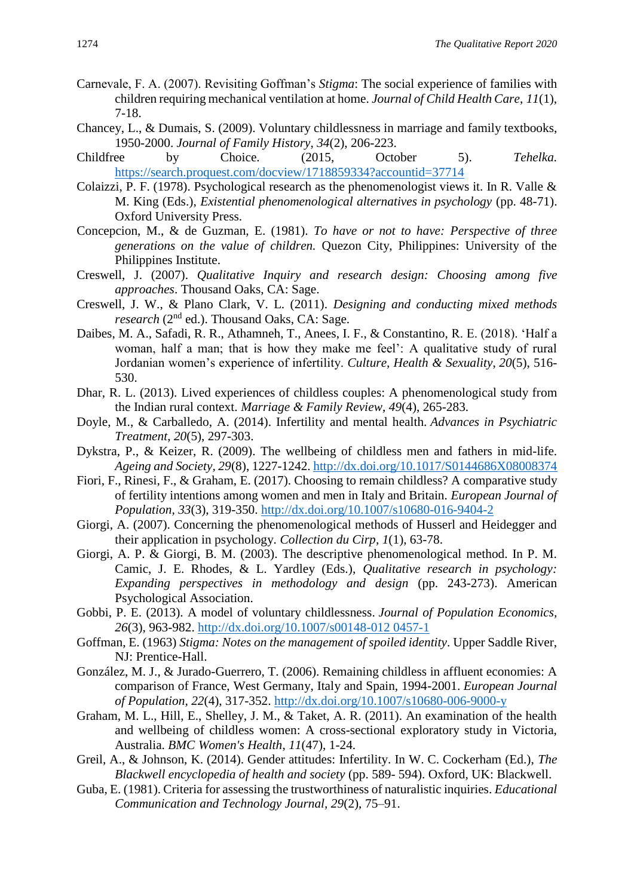Carnevale, F. A. (2007). Revisiting Goffman's *Stigma*: The social experience of families with children requiring mechanical ventilation at home. *Journal of Child Health Care*, *11*(1), 7-18.

Chancey, L., & Dumais, S. (2009). Voluntary childlessness in marriage and family textbooks, 1950-2000. *Journal of Family History*, *34*(2), 206-223.

Childfree by Choice. (2015, October 5). *Tehelka.* https://search.proquest.com/docview/1718859334?accountid=37714

Colaizzi, P. F. (1978). Psychological research as the phenomenologist views it. In R. Valle & M. King (Eds.), *Existential phenomenological alternatives in psychology* (pp. 48-71). Oxford University Press.

Concepcion, M., & de Guzman, E. (1981). *To have or not to have: Perspective of three generations on the value of children.* Quezon City, Philippines: University of the Philippines Institute.

Creswell, J. (2007). *Qualitative Inquiry and research design: Choosing among five approaches*. Thousand Oaks, CA: Sage.

Creswell, J. W., & Plano Clark, V. L. (2011). *Designing and conducting mixed methods research* (2nd ed.). Thousand Oaks, CA: Sage.

Daibes, M. A., Safadi, R. R., Athamneh, T., Anees, I. F., & Constantino, R. E. (2018). 'Half a woman, half a man; that is how they make me feel': A qualitative study of rural Jordanian women's experience of infertility. *Culture, Health & Sexuality*, *20*(5), 516-530.

Dhar, R. L. (2013). Lived experiences of childless couples: A phenomenological study from the Indian rural context. *Marriage & Family Review*, *49*(4), 265-283.

Doyle, M., & Carballedo, A. (2014). Infertility and mental health. *Advances in Psychiatric Treatment*, *20*(5), 297-303.

Dykstra, P., & Keizer, R. (2009). The wellbeing of childless men and fathers in mid-life. *Ageing and Society, 29*(8), 1227-1242. http://dx.doi.org/10.1017/S0144686X08008374

Fiori, F., Rinesi, F., & Graham, E. (2017). Choosing to remain childless? A comparative study of fertility intentions among women and men in Italy and Britain. *European Journal of Population, 33*(3), 319-350. http://dx.doi.org/10.1007/s10680-016-9404-2

Giorgi, A. (2007). Concerning the phenomenological methods of Husserl and Heidegger and their application in psychology. *Collection du Cirp*, *1*(1), 63-78.

Giorgi, A. P. & Giorgi, B. M. (2003). The descriptive phenomenological method. In P. M. Camic, J. E. Rhodes, & L. Yardley (Eds.), *Qualitative research in psychology: Expanding perspectives in methodology and design* (pp. 243-273). American Psychological Association.

Gobbi, P. E. (2013). A model of voluntary childlessness. *Journal of Population Economics*, *26*(3), 963-982. http://dx.doi.org/10.1007/s00148-012 0457-1

Goffman, E. (1963) *Stigma: Notes on the management of spoiled identity*. Upper Saddle River, NJ: Prentice-Hall.

González, M. J., & Jurado-Guerrero, T. (2006). Remaining childless in affluent economies: A comparison of France, West Germany, Italy and Spain, 1994-2001. *European Journal of Population, 22*(4), 317-352. http://dx.doi.org/10.1007/s10680-006-9000-y

Graham, M. L., Hill, E., Shelley, J. M., & Taket, A. R. (2011). An examination of the health and wellbeing of childless women: A cross-sectional exploratory study in Victoria, Australia. *BMC Women's Health*, *11*(47), 1-24.

Greil, A., & Johnson, K. (2014). Gender attitudes: Infertility. In W. C. Cockerham (Ed.), *The Blackwell encyclopedia of health and society* (pp. 589- 594). Oxford, UK: Blackwell.

Guba, E. (1981). Criteria for assessing the trustworthiness of naturalistic inquiries. *Educational Communication and Technology Journal*, *29*(2), 75–91.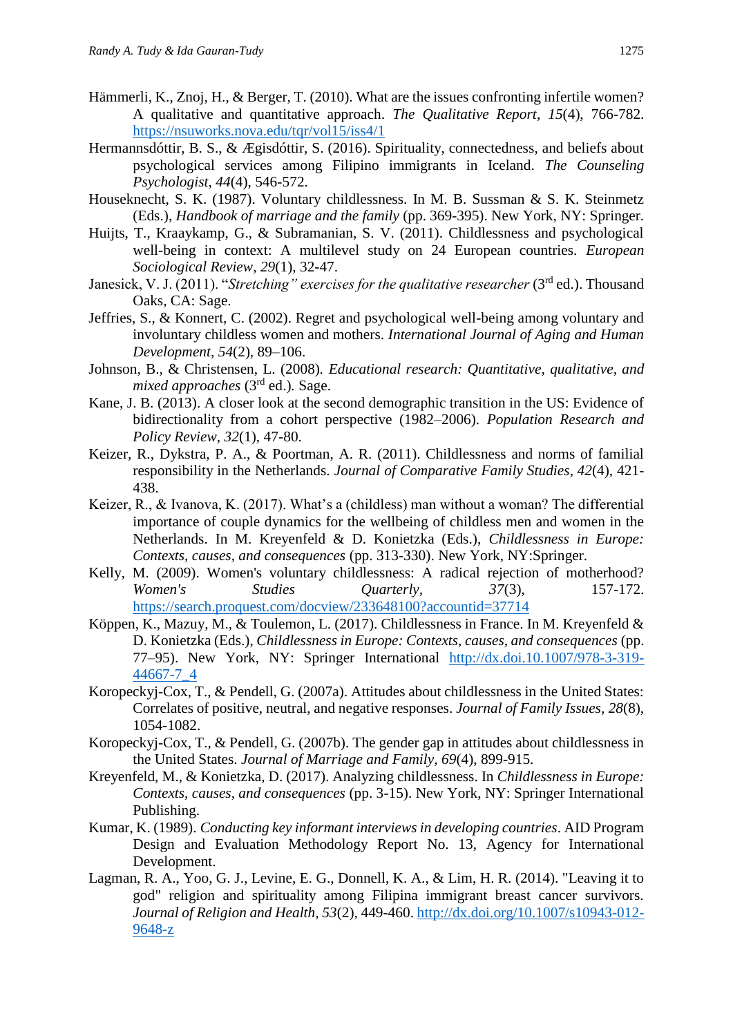Hämmerli, K., Znoj, H., & Berger, T. (2010). What are the issues confronting infertile women? A qualitative and quantitative approach. *The Qualitative Report*, *15*(4), 766-782. https://nsuworks.nova.edu/tqr/vol15/iss4/1

Hermannsdóttir, B. S., & Ægisdóttir, S. (2016). Spirituality, connectedness, and beliefs about psychological services among Filipino immigrants in Iceland. *The Counseling Psychologist*, *44*(4), 546-572.

Houseknecht, S. K. (1987). Voluntary childlessness. In M. B. Sussman & S. K. Steinmetz (Eds.), *Handbook of marriage and the family* (pp. 369-395). New York, NY: Springer.

Huijts, T., Kraaykamp, G., & Subramanian, S. V. (2011). Childlessness and psychological well-being in context: A multilevel study on 24 European countries. *European Sociological Review*, *29*(1), 32-47.

Janesick, V. J. (2011). "*Stretching" exercises for the qualitative researcher* (3rd ed.). Thousand Oaks, CA: Sage.

Jeffries, S., & Konnert, C. (2002). Regret and psychological well-being among voluntary and involuntary childless women and mothers. *International Journal of Aging and Human Development*, *54*(2), 89–106.

Johnson, B., & Christensen, L. (2008). *Educational research: Quantitative, qualitative, and mixed approaches* (3rd ed.)*.* Sage.

Kane, J. B. (2013). A closer look at the second demographic transition in the US: Evidence of bidirectionality from a cohort perspective (1982–2006). *Population Research and Policy Review*, *32*(1), 47-80.

Keizer, R., Dykstra, P. A., & Poortman, A. R. (2011). Childlessness and norms of familial responsibility in the Netherlands. *Journal of Comparative Family Studies*, *42*(4), 421-438.

Keizer, R., & Ivanova, K. (2017). What's a (childless) man without a woman? The differential importance of couple dynamics for the wellbeing of childless men and women in the Netherlands. In M. Kreyenfeld & D. Konietzka (Eds.), *Childlessness in Europe: Contexts, causes, and consequences* (pp. 313-330). New York, NY:Springer.

Kelly, M. (2009). Women's voluntary childlessness: A radical rejection of motherhood? *Women's Studies Quarterly*, *37*(3), 157-172. https://search.proquest.com/docview/233648100?accountid=37714

Köppen, K., Mazuy, M., & Toulemon, L. (2017). Childlessness in France. In M. Kreyenfeld & D. Konietzka (Eds.), *Childlessness in Europe: Contexts, causes, and consequences* (pp. 77–95). New York, NY: Springer International http://dx.doi.10.1007/978-3-319-44667-7_4

Koropeckyj-Cox, T., & Pendell, G. (2007a). Attitudes about childlessness in the United States: Correlates of positive, neutral, and negative responses. *Journal of Family Issues*, *28*(8), 1054-1082.

Koropeckyj-Cox, T., & Pendell, G. (2007b). The gender gap in attitudes about childlessness in the United States. *Journal of Marriage and Family*, *69*(4), 899-915.

Kreyenfeld, M., & Konietzka, D. (2017). Analyzing childlessness. In *Childlessness in Europe: Contexts, causes, and consequences* (pp. 3-15). New York, NY: Springer International Publishing.

Kumar, K. (1989). *Conducting key informant interviews in developing countries*. AID Program Design and Evaluation Methodology Report No. 13, Agency for International Development.

Lagman, R. A., Yoo, G. J., Levine, E. G., Donnell, K. A., & Lim, H. R. (2014). "Leaving it to god" religion and spirituality among Filipina immigrant breast cancer survivors. *Journal of Religion and Health*, *53*(2), 449-460. http://dx.doi.org/10.1007/s10943-012-9648-z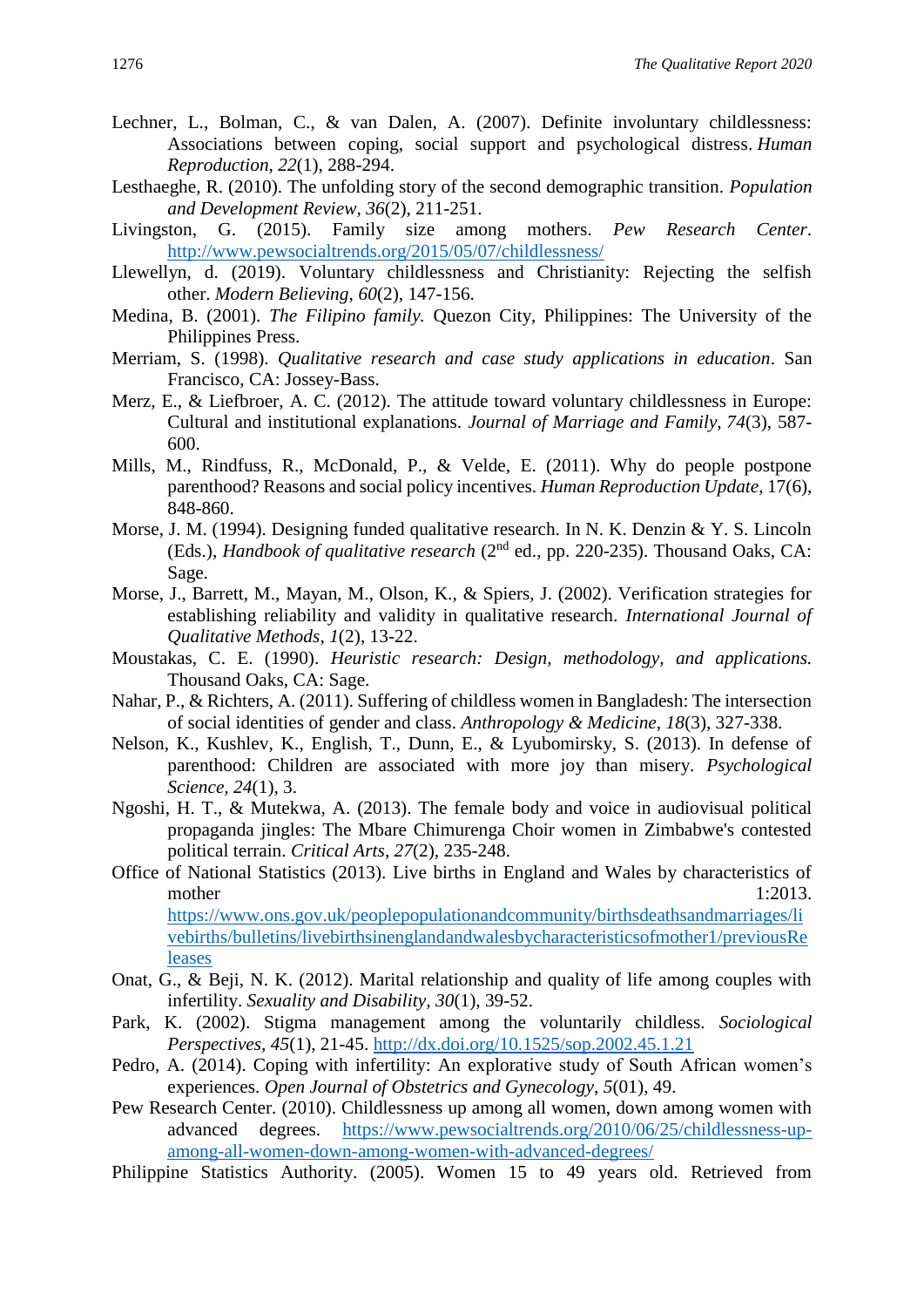Lechner, L., Bolman, C., & van Dalen, A. (2007). Definite involuntary childlessness: Associations between coping, social support and psychological distress. *Human Reproduction, 22*(1), 288-294.

Lesthaeghe, R. (2010). The unfolding story of the second demographic transition. *Population and Development Review, 36*(2), 211-251.

Livingston, G. (2015). Family size among mothers. *Pew Research Center*. http://www.pewsocialtrends.org/2015/05/07/childlessness/

Llewellyn, d. (2019). Voluntary childlessness and Christianity: Rejecting the selfish other. *Modern Believing*, *60*(2), 147-156.

Medina, B. (2001). *The Filipino family.* Quezon City, Philippines: The University of the Philippines Press.

Merriam, S. (1998). *Qualitative research and case study applications in education*. San Francisco, CA: Jossey-Bass.

Merz, E., & Liefbroer, A. C. (2012). The attitude toward voluntary childlessness in Europe: Cultural and institutional explanations. *Journal of Marriage and Family, 74*(3), 587-600.

Mills, M., Rindfuss, R., McDonald, P., & Velde, E. (2011). Why do people postpone parenthood? Reasons and social policy incentives. *Human Reproduction Update*, 17(6), 848-860.

Morse, J. M. (1994). Designing funded qualitative research. In N. K. Denzin & Y. S. Lincoln (Eds.), *Handbook of qualitative research* (2nd ed., pp. 220-235). Thousand Oaks, CA: Sage.

Morse, J., Barrett, M., Mayan, M., Olson, K., & Spiers, J. (2002). Verification strategies for establishing reliability and validity in qualitative research. *International Journal of Qualitative Methods*, *1*(2), 13-22.

Moustakas, C. E. (1990). *Heuristic research: Design, methodology, and applications.* Thousand Oaks, CA: Sage.

Nahar, P., & Richters, A. (2011). Suffering of childless women in Bangladesh: The intersection of social identities of gender and class. *Anthropology & Medicine*, *18*(3), 327-338.

Nelson, K., Kushlev, K., English, T., Dunn, E., & Lyubomirsky, S. (2013). In defense of parenthood: Children are associated with more joy than misery. *Psychological Science, 24*(1), 3.

Ngoshi, H. T., & Mutekwa, A. (2013). The female body and voice in audiovisual political propaganda jingles: The Mbare Chimurenga Choir women in Zimbabwe's contested political terrain. *Critical Arts*, *27*(2), 235-248.

Office of National Statistics (2013). Live births in England and Wales by characteristics of mother 1:2013. https://www.ons.gov.uk/peoplepopulationandcommunity/birthsdeathsandmarriages/livebirths/bulletins/livebirthsinenglandandwalesbycharacteristicsofmother1/previousReleases

Onat, G., & Beji, N. K. (2012). Marital relationship and quality of life among couples with infertility. *Sexuality and Disability, 30*(1), 39-52.

Park, K. (2002). Stigma management among the voluntarily childless. *Sociological Perspectives, 45*(1), 21-45. http://dx.doi.org/10.1525/sop.2002.45.1.21

Pedro, A. (2014). Coping with infertility: An explorative study of South African women's experiences. *Open Journal of Obstetrics and Gynecology*, *5*(01), 49.

Pew Research Center. (2010). Childlessness up among all women, down among women with advanced degrees. https://www.pewsocialtrends.org/2010/06/25/childlessness-up-among-all-women-down-among-women-with-advanced-degrees/

Philippine Statistics Authority. (2005). Women 15 to 49 years old. Retrieved from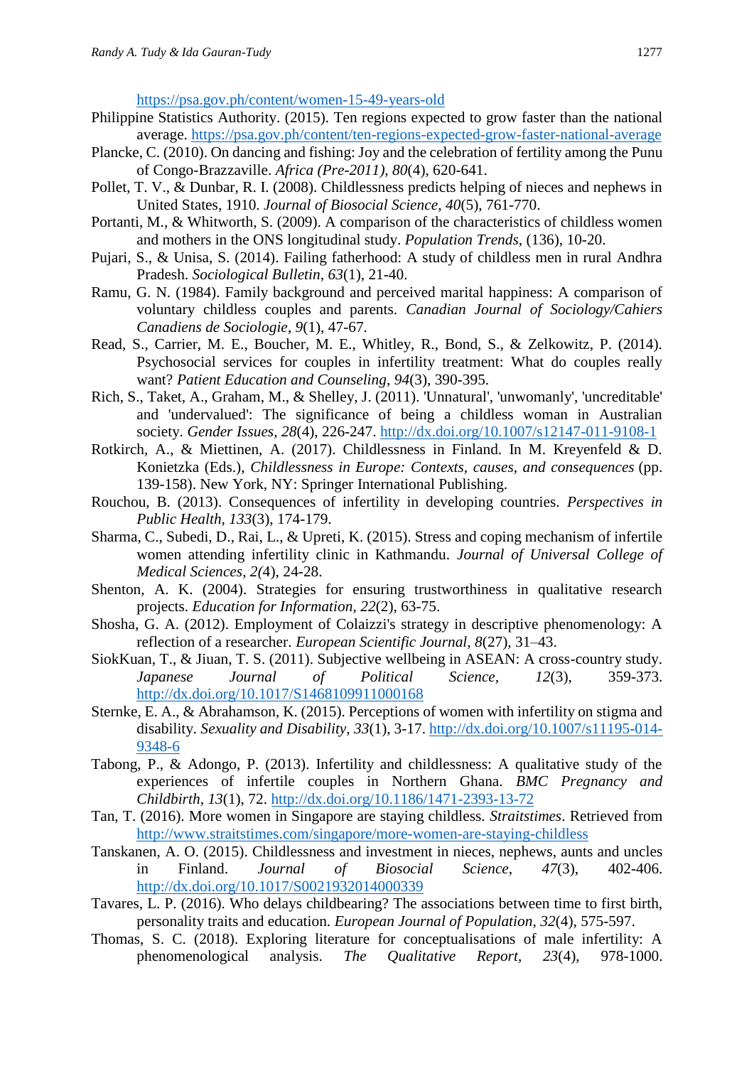https://psa.gov.ph/content/women-15-49-years-old

Philippine Statistics Authority. (2015). Ten regions expected to grow faster than the national average. https://psa.gov.ph/content/ten-regions-expected-grow-faster-national-average

Plancke, C. (2010). On dancing and fishing: Joy and the celebration of fertility among the Punu of Congo-Brazzaville. *Africa (Pre-2011)*, *80*(4), 620-641.

Pollet, T. V., & Dunbar, R. I. (2008). Childlessness predicts helping of nieces and nephews in United States, 1910. *Journal of Biosocial Science*, *40*(5), 761-770.

Portanti, M., & Whitworth, S. (2009). A comparison of the characteristics of childless women and mothers in the ONS longitudinal study. *Population Trends*, (136), 10-20.

Pujari, S., & Unisa, S. (2014). Failing fatherhood: A study of childless men in rural Andhra Pradesh. *Sociological Bulletin*, *63*(1), 21-40.

Ramu, G. N. (1984). Family background and perceived marital happiness: A comparison of voluntary childless couples and parents. *Canadian Journal of Sociology/Cahiers Canadiens de Sociologie*, *9*(1), 47-67.

Read, S., Carrier, M. E., Boucher, M. E., Whitley, R., Bond, S., & Zelkowitz, P. (2014). Psychosocial services for couples in infertility treatment: What do couples really want? *Patient Education and Counseling*, *94*(3), 390-395.

Rich, S., Taket, A., Graham, M., & Shelley, J. (2011). 'Unnatural', 'unwomanly', 'uncreditable' and 'undervalued': The significance of being a childless woman in Australian society. *Gender Issues*, *28*(4), 226-247. http://dx.doi.org/10.1007/s12147-011-9108-1

Rotkirch, A., & Miettinen, A. (2017). Childlessness in Finland. In M. Kreyenfeld & D. Konietzka (Eds.), *Childlessness in Europe: Contexts, causes, and consequences* (pp. 139-158). New York, NY: Springer International Publishing.

Rouchou, B. (2013). Consequences of infertility in developing countries. *Perspectives in Public Health*, *133*(3), 174-179.

Sharma, C., Subedi, D., Rai, L., & Upreti, K. (2015). Stress and coping mechanism of infertile women attending infertility clinic in Kathmandu. *Journal of Universal College of Medical Sciences*, *2(*4), 24-28.

Shenton, A. K. (2004). Strategies for ensuring trustworthiness in qualitative research projects. *Education for Information*, *22*(2), 63-75.

Shosha, G. A. (2012). Employment of Colaizzi's strategy in descriptive phenomenology: A reflection of a researcher. *European Scientific Journal*, *8*(27), 31–43.

SiokKuan, T., & Jiuan, T. S. (2011). Subjective wellbeing in ASEAN: A cross-country study. *Japanese Journal of Political Science*, *12*(3), 359-373. http://dx.doi.org/10.1017/S1468109911000168

Sternke, E. A., & Abrahamson, K. (2015). Perceptions of women with infertility on stigma and disability. *Sexuality and Disability*, *33*(1), 3-17. http://dx.doi.org/10.1007/s11195-014-9348-6

Tabong, P., & Adongo, P. (2013). Infertility and childlessness: A qualitative study of the experiences of infertile couples in Northern Ghana. *BMC Pregnancy and Childbirth*, *13*(1), 72. http://dx.doi.org/10.1186/1471-2393-13-72

Tan, T. (2016). More women in Singapore are staying childless. *Straitstimes*. Retrieved from http://www.straitstimes.com/singapore/more-women-are-staying-childless

Tanskanen, A. O. (2015). Childlessness and investment in nieces, nephews, aunts and uncles in Finland. *Journal of Biosocial Science*, *47*(3), 402-406. http://dx.doi.org/10.1017/S0021932014000339

Tavares, L. P. (2016). Who delays childbearing? The associations between time to first birth, personality traits and education. *European Journal of Population*, *32*(4), 575-597.

Thomas, S. C. (2018). Exploring literature for conceptualisations of male infertility: A phenomenological analysis. *The Qualitative Report*, *23*(4), 978-1000.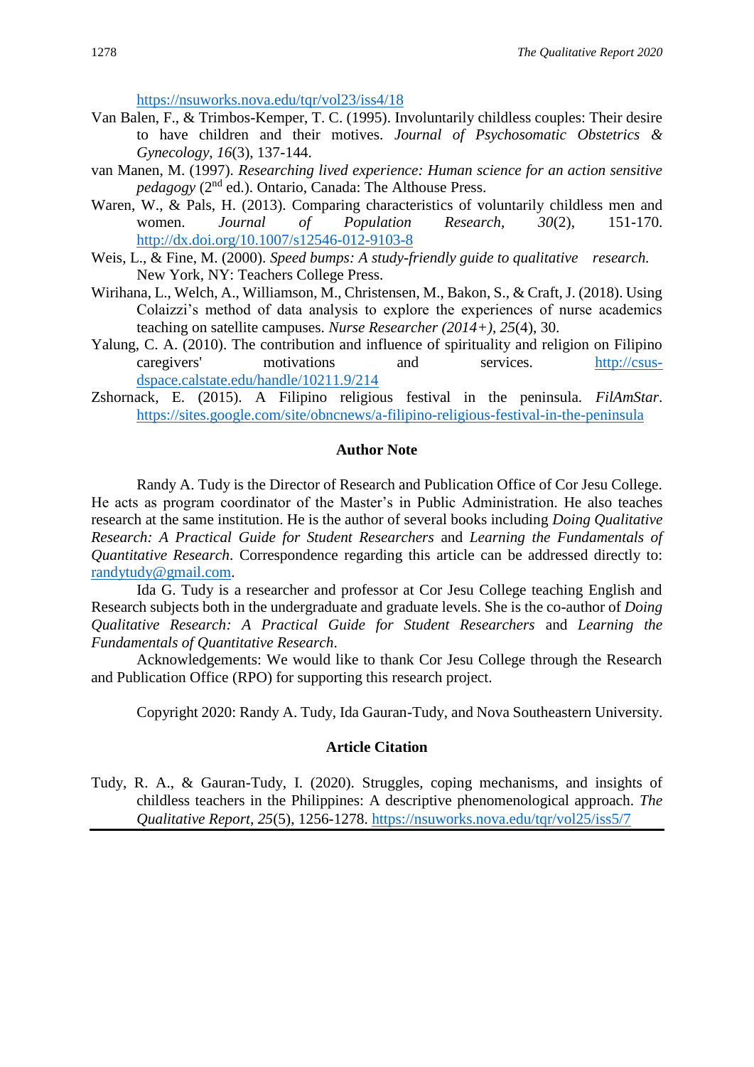https://nsuworks.nova.edu/tqr/vol23/iss4/18

Van Balen, F., & Trimbos-Kemper, T. C. (1995). Involuntarily childless couples: Their desire to have children and their motives. *Journal of Psychosomatic Obstetrics & Gynecology, 16*(3), 137-144.

van Manen, M. (1997). *Researching lived experience: Human science for an action sensitive pedagogy* (2nd ed.). Ontario, Canada: The Althouse Press.

Waren, W., & Pals, H. (2013). Comparing characteristics of voluntarily childless men and women. *Journal of Population Research, 30*(2), 151-170. http://dx.doi.org/10.1007/s12546-012-9103-8

Weis, L., & Fine, M. (2000). *Speed bumps: A study-friendly guide to qualitative research.* New York, NY: Teachers College Press.

Wirihana, L., Welch, A., Williamson, M., Christensen, M., Bakon, S., & Craft, J. (2018). Using Colaizzi's method of data analysis to explore the experiences of nurse academics teaching on satellite campuses. *Nurse Researcher (2014+), 25*(4), 30.

Yalung, C. A. (2010). The contribution and influence of spirituality and religion on Filipino caregivers' motivations and services. http://csus-dspace.calstate.edu/handle/10211.9/214

Zshornack, E. (2015). A Filipino religious festival in the peninsula. *FilAmStar*. https://sites.google.com/site/obncnews/a-filipino-religious-festival-in-the-peninsula

## Author Note

Randy A. Tudy is the Director of Research and Publication Office of Cor Jesu College. He acts as program coordinator of the Master's in Public Administration. He also teaches research at the same institution. He is the author of several books including *Doing Qualitative Research: A Practical Guide for Student Researchers* and *Learning the Fundamentals of Quantitative Research*. Correspondence regarding this article can be addressed directly to: randytudy@gmail.com.

Ida G. Tudy is a researcher and professor at Cor Jesu College teaching English and Research subjects both in the undergraduate and graduate levels. She is the co-author of *Doing Qualitative Research: A Practical Guide for Student Researchers* and *Learning the Fundamentals of Quantitative Research*.

Acknowledgements: We would like to thank Cor Jesu College through the Research and Publication Office (RPO) for supporting this research project.

Copyright 2020: Randy A. Tudy, Ida Gauran-Tudy, and Nova Southeastern University.

## Article Citation

Tudy, R. A., & Gauran-Tudy, I. (2020). Struggles, coping mechanisms, and insights of childless teachers in the Philippines: A descriptive phenomenological approach. *The Qualitative Report, 25*(5), 1256-1278. https://nsuworks.nova.edu/tqr/vol25/iss5/7